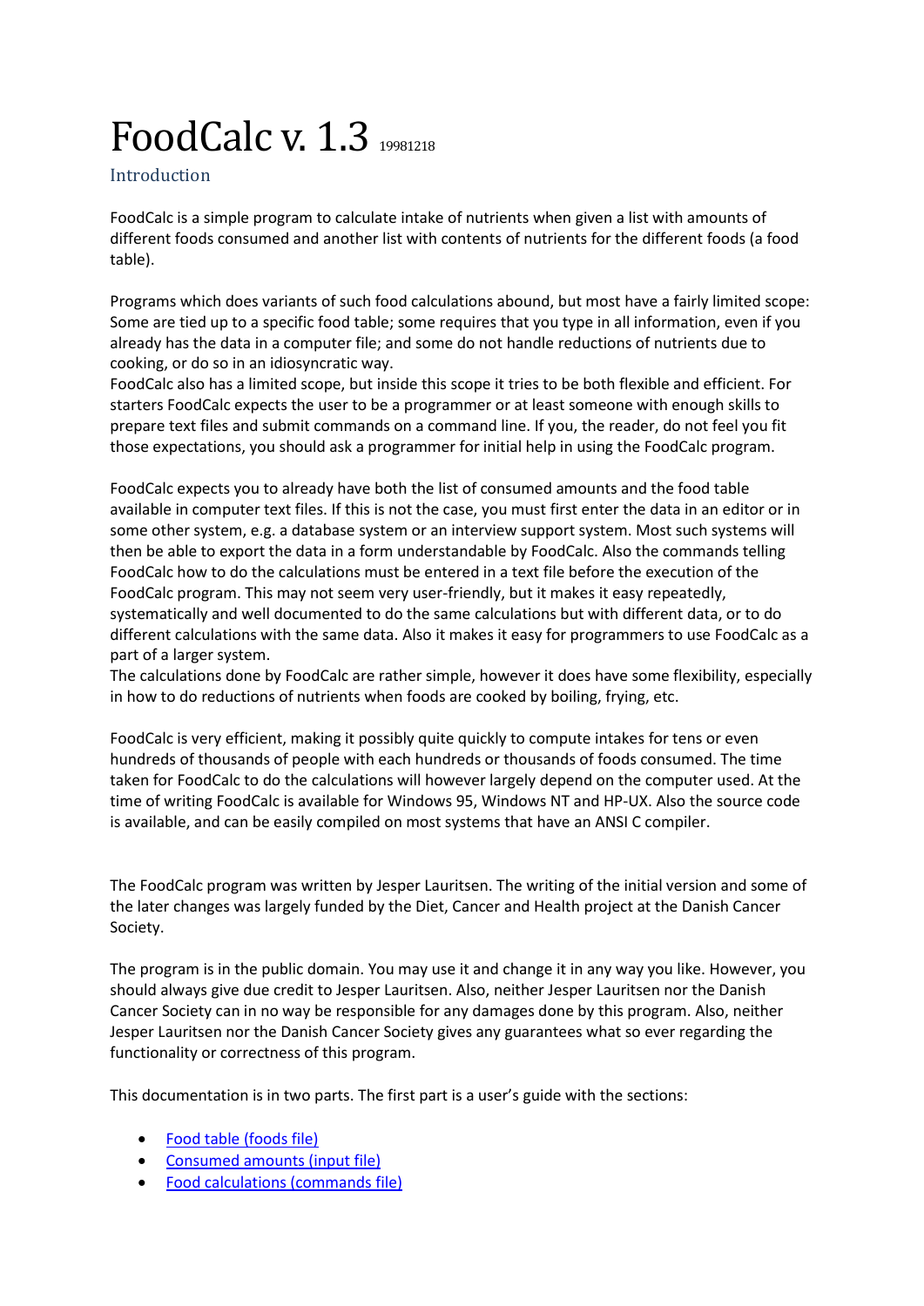# FoodCalc v. 1.3 19981218

## Introduction

FoodCalc is a simple program to calculate intake of nutrients when given a list with amounts of different foods consumed and another list with contents of nutrients for the different foods (a food table).

Programs which does variants of such food calculations abound, but most have a fairly limited scope: Some are tied up to a specific food table; some requires that you type in all information, even if you already has the data in a computer file; and some do not handle reductions of nutrients due to cooking, or do so in an idiosyncratic way.
FoodCalc also has a limited scope, but inside this scope it tries to be both flexible and efficient. For starters FoodCalc expects the user to be a programmer or at least someone with enough skills to prepare text files and submit commands on a command line. If you, the reader, do not feel you fit those expectations, you should ask a programmer for initial help in using the FoodCalc program.

FoodCalc expects you to already have both the list of consumed amounts and the food table available in computer text files. If this is not the case, you must first enter the data in an editor or in some other system, e.g. a database system or an interview support system. Most such systems will then be able to export the data in a form understandable by FoodCalc. Also the commands telling FoodCalc how to do the calculations must be entered in a text file before the execution of the FoodCalc program. This may not seem very user-friendly, but it makes it easy repeatedly, systematically and well documented to do the same calculations but with different data, or to do different calculations with the same data. Also it makes it easy for programmers to use FoodCalc as a part of a larger system.
The calculations done by FoodCalc are rather simple, however it does have some flexibility, especially in how to do reductions of nutrients when foods are cooked by boiling, frying, etc.

FoodCalc is very efficient, making it possibly quite quickly to compute intakes for tens or even hundreds of thousands of people with each hundreds or thousands of foods consumed. The time taken for FoodCalc to do the calculations will however largely depend on the computer used. At the time of writing FoodCalc is available for Windows 95, Windows NT and HP-UX. Also the source code is available, and can be easily compiled on most systems that have an ANSI C compiler.

The FoodCalc program was written by Jesper Lauritsen. The writing of the initial version and some of the later changes was largely funded by the Diet, Cancer and Health project at the Danish Cancer Society.

The program is in the public domain. You may use it and change it in any way you like. However, you should always give due credit to Jesper Lauritsen. Also, neither Jesper Lauritsen nor the Danish Cancer Society can in no way be responsible for any damages done by this program. Also, neither Jesper Lauritsen nor the Danish Cancer Society gives any guarantees what so ever regarding the functionality or correctness of this program.

This documentation is in two parts. The first part is a user's guide with the sections:

- Food table (foods file)
- Consumed amounts (input file)
- Food calculations (commands file)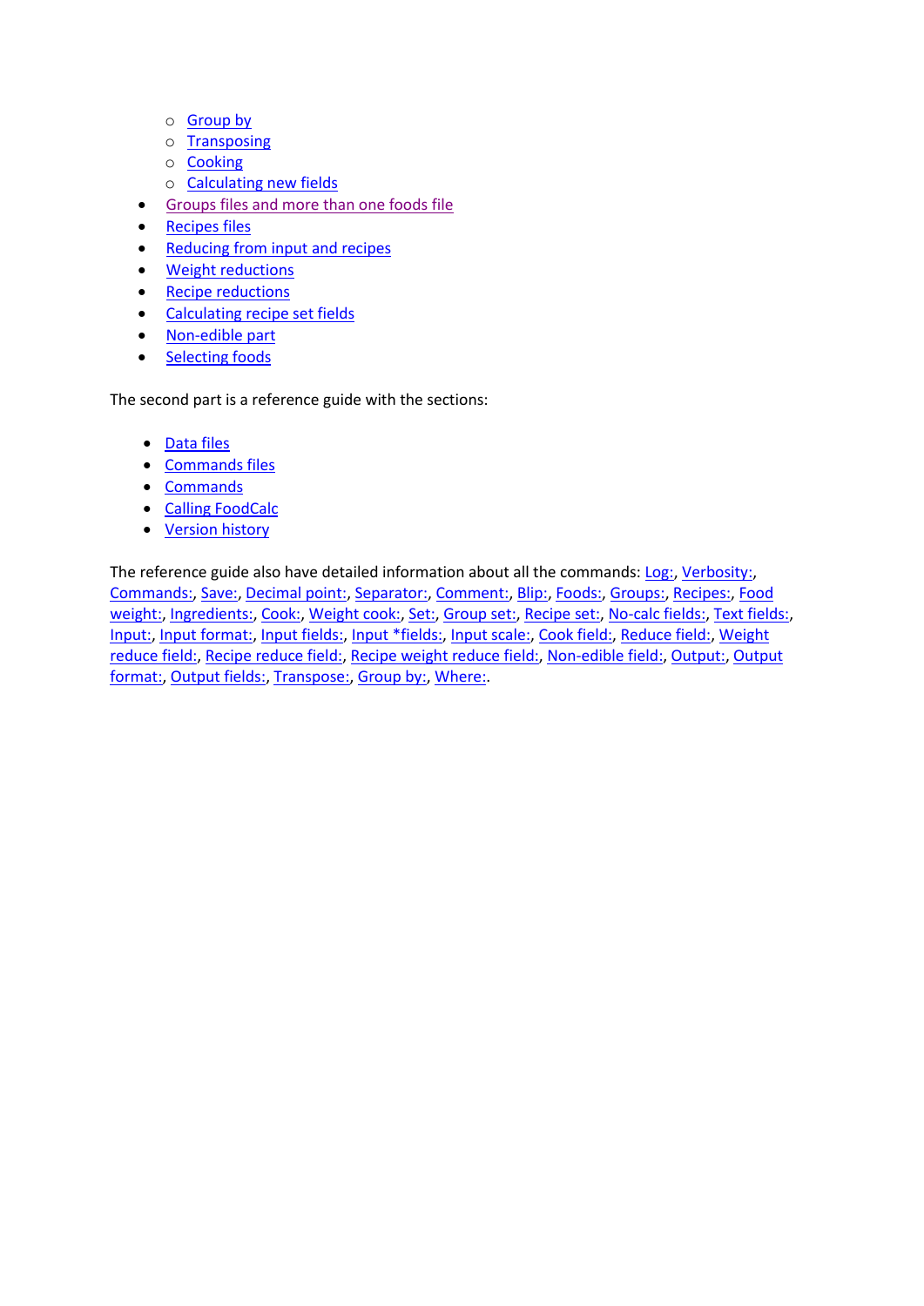- Group by
  - Transposing
  - Cooking
  - Calculating new fields
- Groups files and more than one foods file
- Recipes files
- Reducing from input and recipes
- Weight reductions
- Recipe reductions
- Calculating recipe set fields
- Non-edible part
- Selecting foods

The second part is a reference guide with the sections:

- Data files
- Commands files
- Commands
- Calling FoodCalc
- Version history

The reference guide also have detailed information about all the commands: Log:, Verbosity:, Commands:, Save:, Decimal point:, Separator:, Comment:, Blip:, Foods:, Groups:, Recipes:, Food weight:, Ingredients:, Cook:, Weight cook:, Set:, Group set:, Recipe set:, No-calc fields:, Text fields:, Input:, Input format:, Input fields:, Input *fields:, Input scale:, Cook field:, Reduce field:, Weight reduce field:, Recipe reduce field:, Recipe weight reduce field:, Non-edible field:, Output:, Output format:, Output fields:, Transpose:, Group by:, Where:.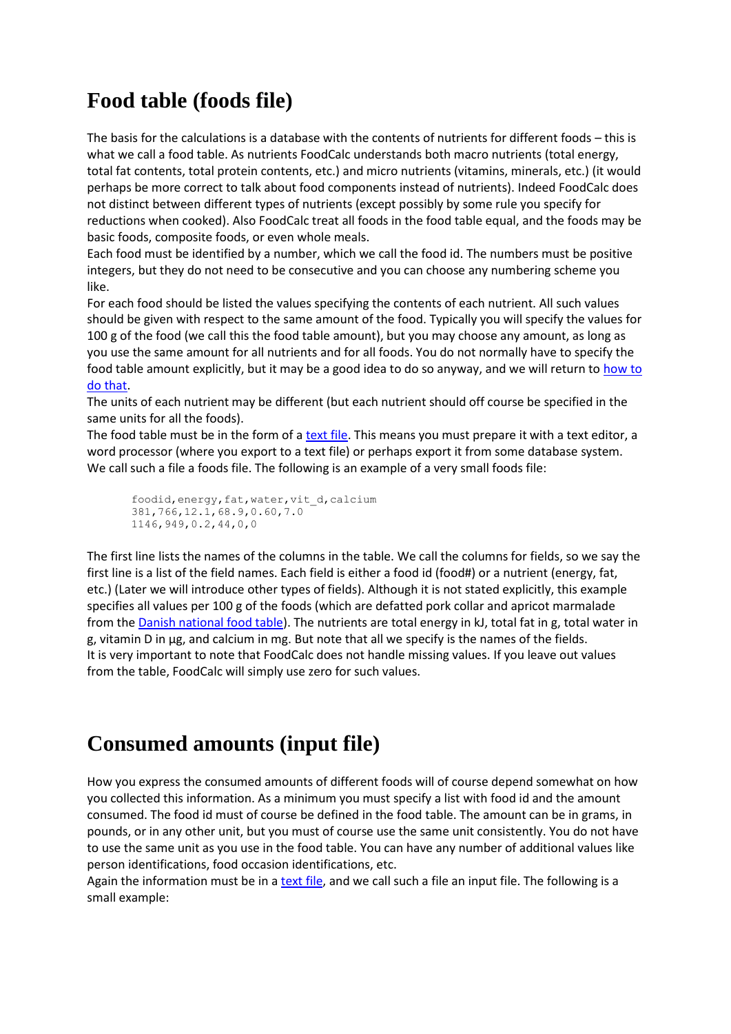# Food table (foods file)

The basis for the calculations is a database with the contents of nutrients for different foods – this is what we call a food table. As nutrients FoodCalc understands both macro nutrients (total energy, total fat contents, total protein contents, etc.) and micro nutrients (vitamins, minerals, etc.) (it would perhaps be more correct to talk about food components instead of nutrients). Indeed FoodCalc does not distinct between different types of nutrients (except possibly by some rule you specify for reductions when cooked). Also FoodCalc treat all foods in the food table equal, and the foods may be basic foods, composite foods, or even whole meals.

Each food must be identified by a number, which we call the food id. The numbers must be positive integers, but they do not need to be consecutive and you can choose any numbering scheme you like.

For each food should be listed the values specifying the contents of each nutrient. All such values should be given with respect to the same amount of the food. Typically you will specify the values for 100 g of the food (we call this the food table amount), but you may choose any amount, as long as you use the same amount for all nutrients and for all foods. You do not normally have to specify the food table amount explicitly, but it may be a good idea to do so anyway, and we will return to how to do that.

The units of each nutrient may be different (but each nutrient should off course be specified in the same units for all the foods).

The food table must be in the form of a text file. This means you must prepare it with a text editor, a word processor (where you export to a text file) or perhaps export it from some database system. We call such a file a foods file. The following is an example of a very small foods file:

```
foodid,energy,fat,water,vit_d,calcium
381,766,12.1,68.9,0.60,7.0
1146,949,0.2,44,0,0
```

The first line lists the names of the columns in the table. We call the columns for fields, so we say the first line is a list of the field names. Each field is either a food id (food#) or a nutrient (energy, fat, etc.) (Later we will introduce other types of fields). Although it is not stated explicitly, this example specifies all values per 100 g of the foods (which are defatted pork collar and apricot marmalade from the Danish national food table). The nutrients are total energy in kJ, total fat in g, total water in g, vitamin D in µg, and calcium in mg. But note that all we specify is the names of the fields.

It is very important to note that FoodCalc does not handle missing values. If you leave out values from the table, FoodCalc will simply use zero for such values.

# Consumed amounts (input file)

How you express the consumed amounts of different foods will of course depend somewhat on how you collected this information. As a minimum you must specify a list with food id and the amount consumed. The food id must of course be defined in the food table. The amount can be in grams, in pounds, or in any other unit, but you must of course use the same unit consistently. You do not have to use the same unit as you use in the food table. You can have any number of additional values like person identifications, food occasion identifications, etc.

Again the information must be in a text file, and we call such a file an input file. The following is a small example: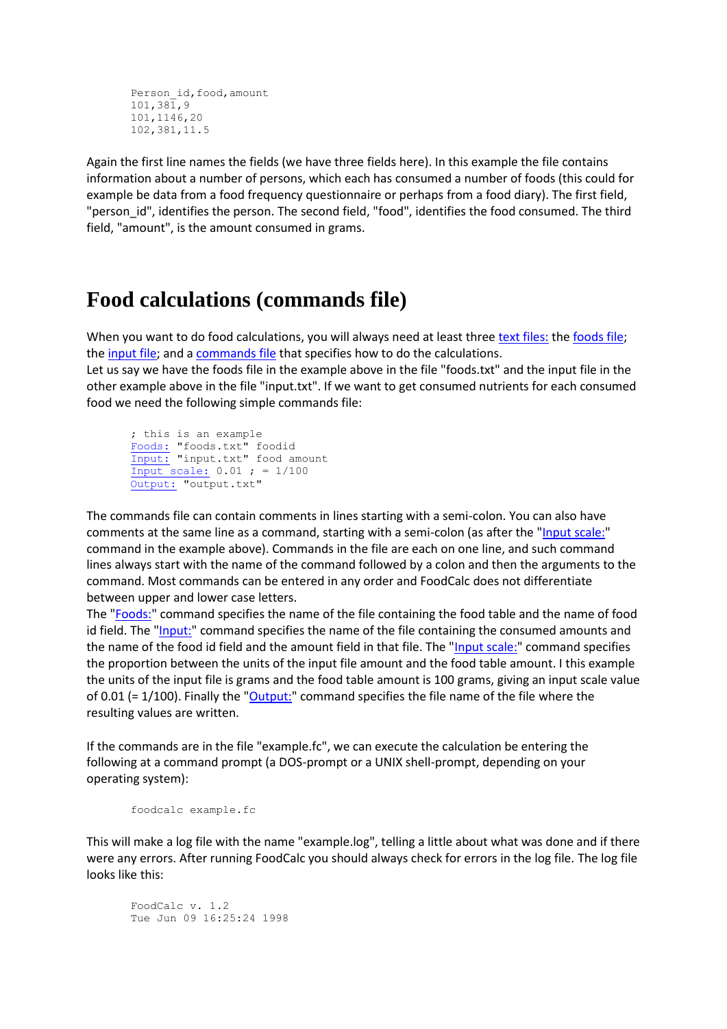```
Person_id,food,amount
101,381,9
101,1146,20
102,381,11.5
```

Again the first line names the fields (we have three fields here). In this example the file contains information about a number of persons, which each has consumed a number of foods (this could for example be data from a food frequency questionnaire or perhaps from a food diary). The first field, "person_id", identifies the person. The second field, "food", identifies the food consumed. The third field, "amount", is the amount consumed in grams.

# Food calculations (commands file)

When you want to do food calculations, you will always need at least three text files: the foods file; the input file; and a commands file that specifies how to do the calculations.
Let us say we have the foods file in the example above in the file "foods.txt" and the input file in the other example above in the file "input.txt". If we want to get consumed nutrients for each consumed food we need the following simple commands file:

```
; this is an example
Foods: "foods.txt" foodid
Input: "input.txt" food amount
Input scale: 0.01 ; = 1/100
Output: "output.txt"
```

The commands file can contain comments in lines starting with a semi-colon. You can also have comments at the same line as a command, starting with a semi-colon (as after the "Input scale:" command in the example above). Commands in the file are each on one line, and such command lines always start with the name of the command followed by a colon and then the arguments to the command. Most commands can be entered in any order and FoodCalc does not differentiate between upper and lower case letters.
The "Foods:" command specifies the name of the file containing the food table and the name of food id field. The "Input:" command specifies the name of the file containing the consumed amounts and the name of the food id field and the amount field in that file. The "Input scale:" command specifies the proportion between the units of the input file amount and the food table amount. I this example the units of the input file is grams and the food table amount is 100 grams, giving an input scale value of 0.01 (= 1/100). Finally the "Output:" command specifies the file name of the file where the resulting values are written.

If the commands are in the file "example.fc", we can execute the calculation be entering the following at a command prompt (a DOS-prompt or a UNIX shell-prompt, depending on your operating system):

```
foodcalc example.fc
```

This will make a log file with the name "example.log", telling a little about what was done and if there were any errors. After running FoodCalc you should always check for errors in the log file. The log file looks like this:

```
FoodCalc v. 1.2
Tue Jun 09 16:25:24 1998
```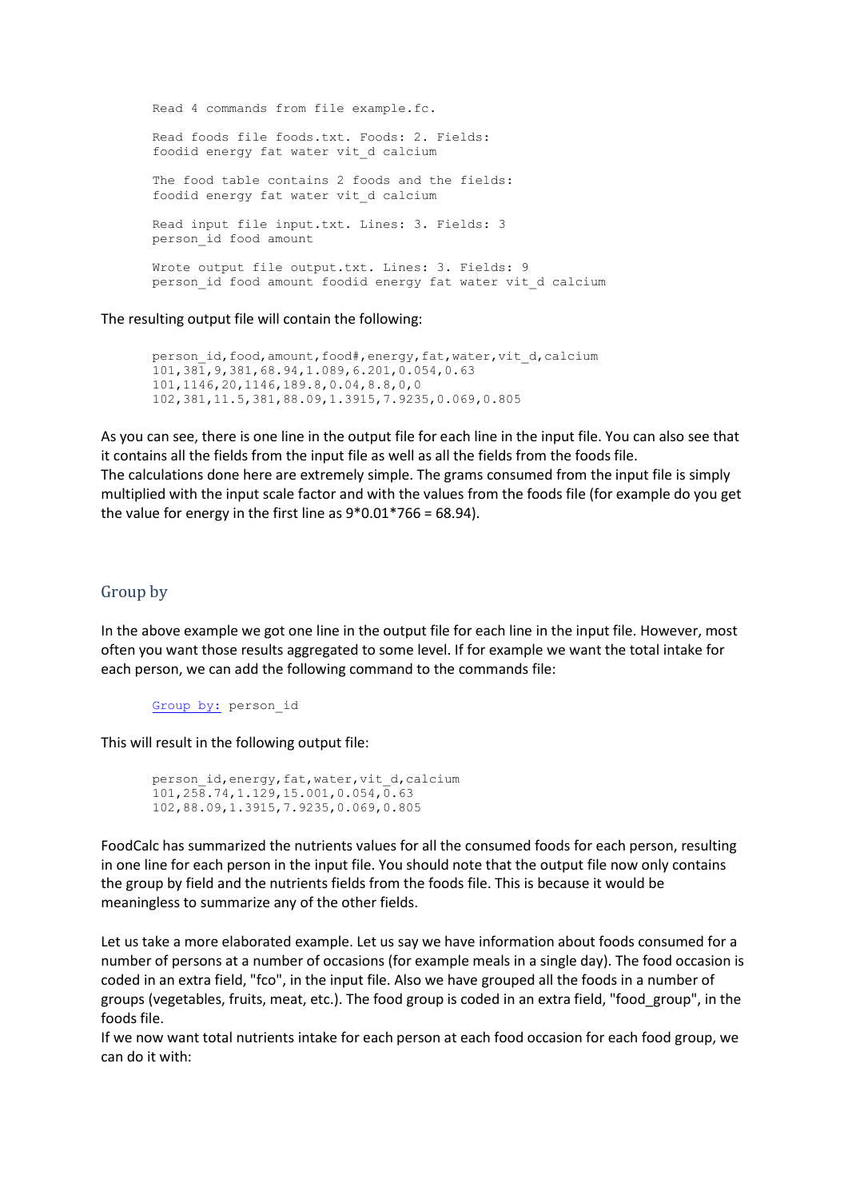```
Read 4 commands from file example.fc.

Read foods file foods.txt. Foods: 2. Fields:
foodid energy fat water vit_d calcium

The food table contains 2 foods and the fields:
foodid energy fat water vit_d calcium

Read input file input.txt. Lines: 3. Fields: 3
person_id food amount

Wrote output file output.txt. Lines: 3. Fields: 9
person_id food amount foodid energy fat water vit_d calcium
```

The resulting output file will contain the following:

```
person_id,food,amount,food#,energy,fat,water,vit_d,calcium
101,381,9,381,68.94,1.089,6.201,0.054,0.63
101,1146,20,1146,189.8,0.04,8.8,0,0
102,381,11.5,381,88.09,1.3915,7.9235,0.069,0.805
```

As you can see, there is one line in the output file for each line in the input file. You can also see that it contains all the fields from the input file as well as all the fields from the foods file.
The calculations done here are extremely simple. The grams consumed from the input file is simply multiplied with the input scale factor and with the values from the foods file (for example do you get the value for energy in the first line as 9*0.01*766 = 68.94).

## Group by

In the above example we got one line in the output file for each line in the input file. However, most often you want those results aggregated to some level. If for example we want the total intake for each person, we can add the following command to the commands file:

```
Group by: person_id
```

This will result in the following output file:

```
person_id,energy,fat,water,vit_d,calcium
101,258.74,1.129,15.001,0.054,0.63
102,88.09,1.3915,7.9235,0.069,0.805
```

FoodCalc has summarized the nutrients values for all the consumed foods for each person, resulting in one line for each person in the input file. You should note that the output file now only contains the group by field and the nutrients fields from the foods file. This is because it would be meaningless to summarize any of the other fields.

Let us take a more elaborated example. Let us say we have information about foods consumed for a number of persons at a number of occasions (for example meals in a single day). The food occasion is coded in an extra field, "fco", in the input file. Also we have grouped all the foods in a number of groups (vegetables, fruits, meat, etc.). The food group is coded in an extra field, "food_group", in the foods file.
If we now want total nutrients intake for each person at each food occasion for each food group, we can do it with: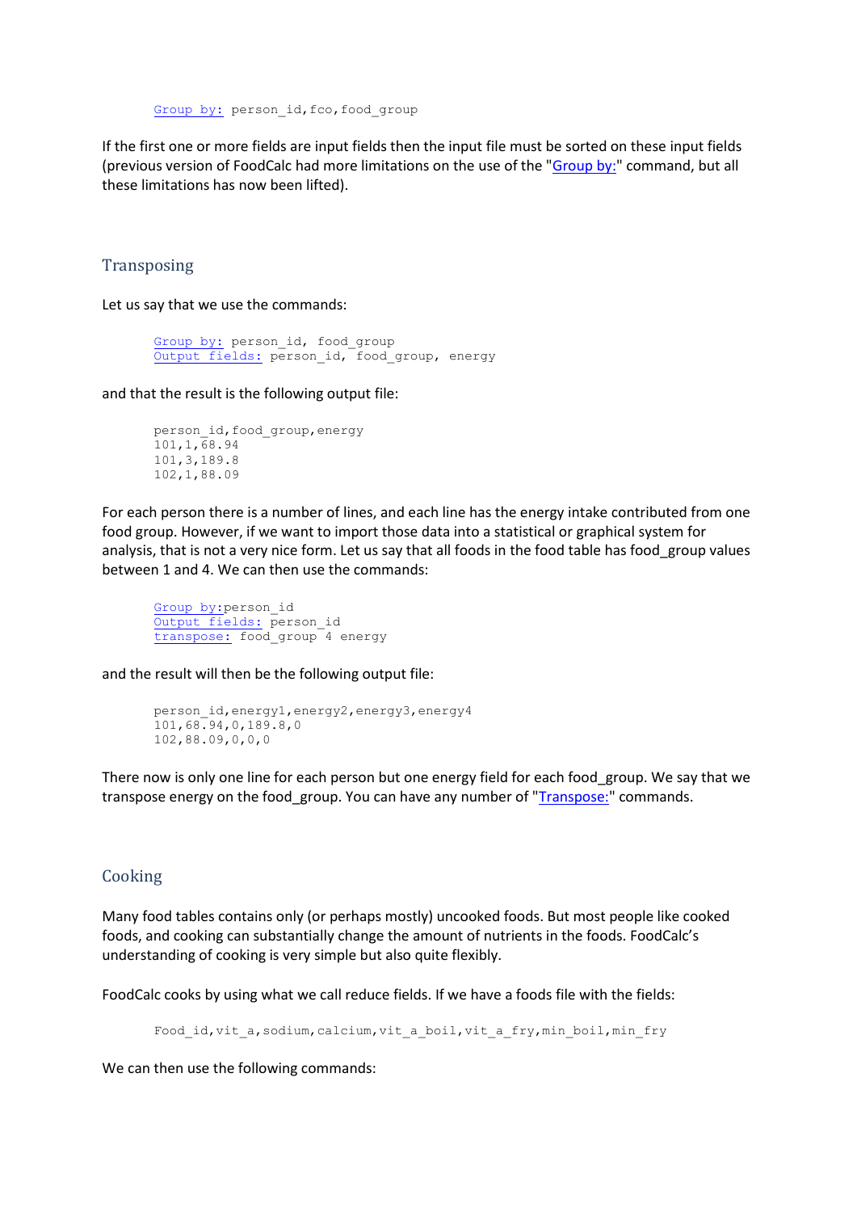```
Group by: person_id,fco,food_group
```

If the first one or more fields are input fields then the input file must be sorted on these input fields (previous version of FoodCalc had more limitations on the use of the "Group by:" command, but all these limitations has now been lifted).

## Transposing

Let us say that we use the commands:

```
Group by: person_id, food_group
Output fields: person_id, food_group, energy
```

and that the result is the following output file:

```
person_id,food_group,energy
101,1,68.94
101,3,189.8
102,1,88.09
```

For each person there is a number of lines, and each line has the energy intake contributed from one food group. However, if we want to import those data into a statistical or graphical system for analysis, that is not a very nice form. Let us say that all foods in the food table has food_group values between 1 and 4. We can then use the commands:

```
Group by:person_id
Output fields: person_id
transpose: food_group 4 energy
```

and the result will then be the following output file:

```
person_id,energy1,energy2,energy3,energy4
101,68.94,0,189.8,0
102,88.09,0,0,0
```

There now is only one line for each person but one energy field for each food_group. We say that we transpose energy on the food_group. You can have any number of "Transpose:" commands.

## Cooking

Many food tables contains only (or perhaps mostly) uncooked foods. But most people like cooked foods, and cooking can substantially change the amount of nutrients in the foods. FoodCalc's understanding of cooking is very simple but also quite flexibly.

FoodCalc cooks by using what we call reduce fields. If we have a foods file with the fields:

```
Food_id,vit_a,sodium,calcium,vit_a_boil,vit_a_fry,min_boil,min_fry
```

We can then use the following commands: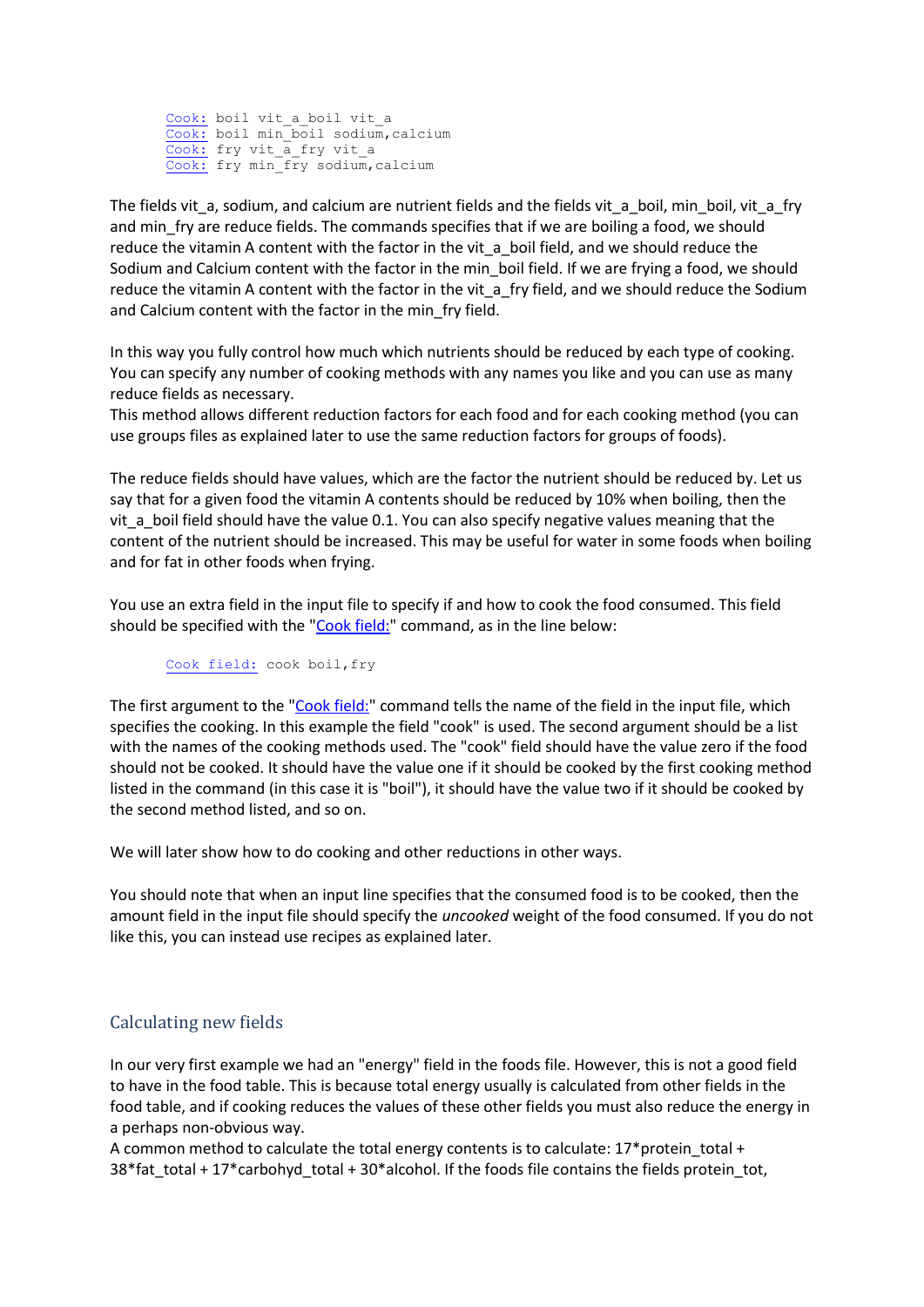```
Cook: boil vit_a_boil vit_a
Cook: boil min_boil sodium,calcium
Cook: fry vit_a_fry vit_a
Cook: fry min_fry sodium,calcium
```

The fields vit_a, sodium, and calcium are nutrient fields and the fields vit_a_boil, min_boil, vit_a_fry and min_fry are reduce fields. The commands specifies that if we are boiling a food, we should reduce the vitamin A content with the factor in the vit_a_boil field, and we should reduce the Sodium and Calcium content with the factor in the min_boil field. If we are frying a food, we should reduce the vitamin A content with the factor in the vit_a_fry field, and we should reduce the Sodium and Calcium content with the factor in the min_fry field.

In this way you fully control how much which nutrients should be reduced by each type of cooking. You can specify any number of cooking methods with any names you like and you can use as many reduce fields as necessary.
This method allows different reduction factors for each food and for each cooking method (you can use groups files as explained later to use the same reduction factors for groups of foods).

The reduce fields should have values, which are the factor the nutrient should be reduced by. Let us say that for a given food the vitamin A contents should be reduced by 10% when boiling, then the vit_a_boil field should have the value 0.1. You can also specify negative values meaning that the content of the nutrient should be increased. This may be useful for water in some foods when boiling and for fat in other foods when frying.

You use an extra field in the input file to specify if and how to cook the food consumed. This field should be specified with the "Cook field:" command, as in the line below:

```
Cook field: cook boil,fry
```

The first argument to the "Cook field:" command tells the name of the field in the input file, which specifies the cooking. In this example the field "cook" is used. The second argument should be a list with the names of the cooking methods used. The "cook" field should have the value zero if the food should not be cooked. It should have the value one if it should be cooked by the first cooking method listed in the command (in this case it is "boil"), it should have the value two if it should be cooked by the second method listed, and so on.

We will later show how to do cooking and other reductions in other ways.

You should note that when an input line specifies that the consumed food is to be cooked, then the amount field in the input file should specify the *uncooked* weight of the food consumed. If you do not like this, you can instead use recipes as explained later.

## Calculating new fields

In our very first example we had an "energy" field in the foods file. However, this is not a good field to have in the food table. This is because total energy usually is calculated from other fields in the food table, and if cooking reduces the values of these other fields you must also reduce the energy in a perhaps non-obvious way.
A common method to calculate the total energy contents is to calculate: 17*protein_total + 38*fat_total + 17*carbohyd_total + 30*alcohol. If the foods file contains the fields protein_tot,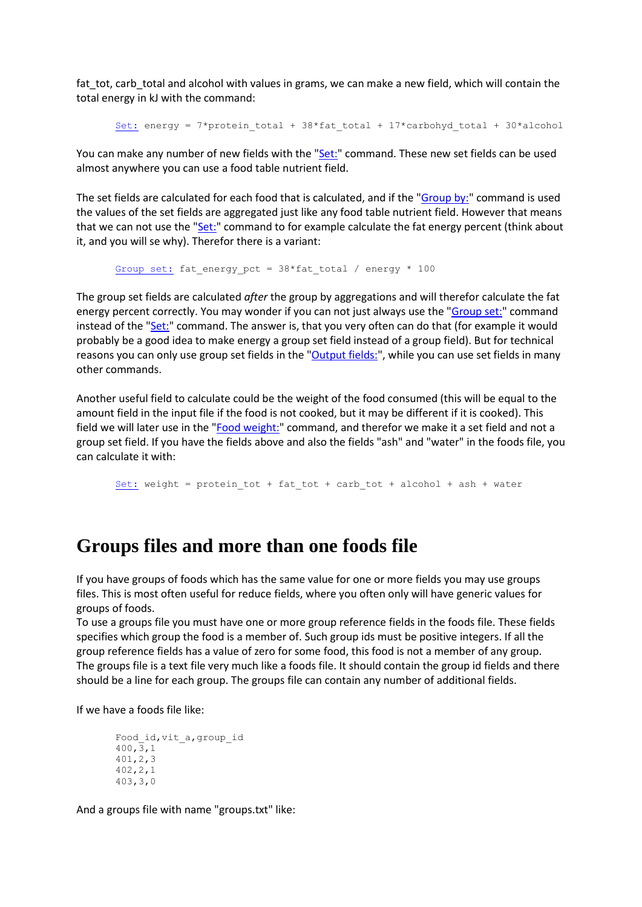fat_tot, carb_total and alcohol with values in grams, we can make a new field, which will contain the total energy in kJ with the command:

```
Set: energy = 7*protein_total + 38*fat_total + 17*carbohyd_total + 30*alcohol
```

You can make any number of new fields with the "Set:" command. These new set fields can be used almost anywhere you can use a food table nutrient field.

The set fields are calculated for each food that is calculated, and if the "Group by:" command is used the values of the set fields are aggregated just like any food table nutrient field. However that means that we can not use the "Set:" command to for example calculate the fat energy percent (think about it, and you will se why). Therefor there is a variant:

```
Group set: fat_energy_pct = 38*fat_total / energy * 100
```

The group set fields are calculated *after* the group by aggregations and will therefor calculate the fat energy percent correctly. You may wonder if you can not just always use the "Group set:" command instead of the "Set:" command. The answer is, that you very often can do that (for example it would probably be a good idea to make energy a group set field instead of a group field). But for technical reasons you can only use group set fields in the "Output fields:", while you can use set fields in many other commands.

Another useful field to calculate could be the weight of the food consumed (this will be equal to the amount field in the input file if the food is not cooked, but it may be different if it is cooked). This field we will later use in the "Food weight:" command, and therefor we make it a set field and not a group set field. If you have the fields above and also the fields "ash" and "water" in the foods file, you can calculate it with:

```
Set: weight = protein_tot + fat_tot + carb_tot + alcohol + ash + water
```

# Groups files and more than one foods file

If you have groups of foods which has the same value for one or more fields you may use groups files. This is most often useful for reduce fields, where you often only will have generic values for groups of foods.
To use a groups file you must have one or more group reference fields in the foods file. These fields specifies which group the food is a member of. Such group ids must be positive integers. If all the group reference fields has a value of zero for some food, this food is not a member of any group. The groups file is a text file very much like a foods file. It should contain the group id fields and there should be a line for each group. The groups file can contain any number of additional fields.

If we have a foods file like:

```
Food_id,vit_a,group_id
400,3,1
401,2,3
402,2,1
403,3,0
```

And a groups file with name "groups.txt" like: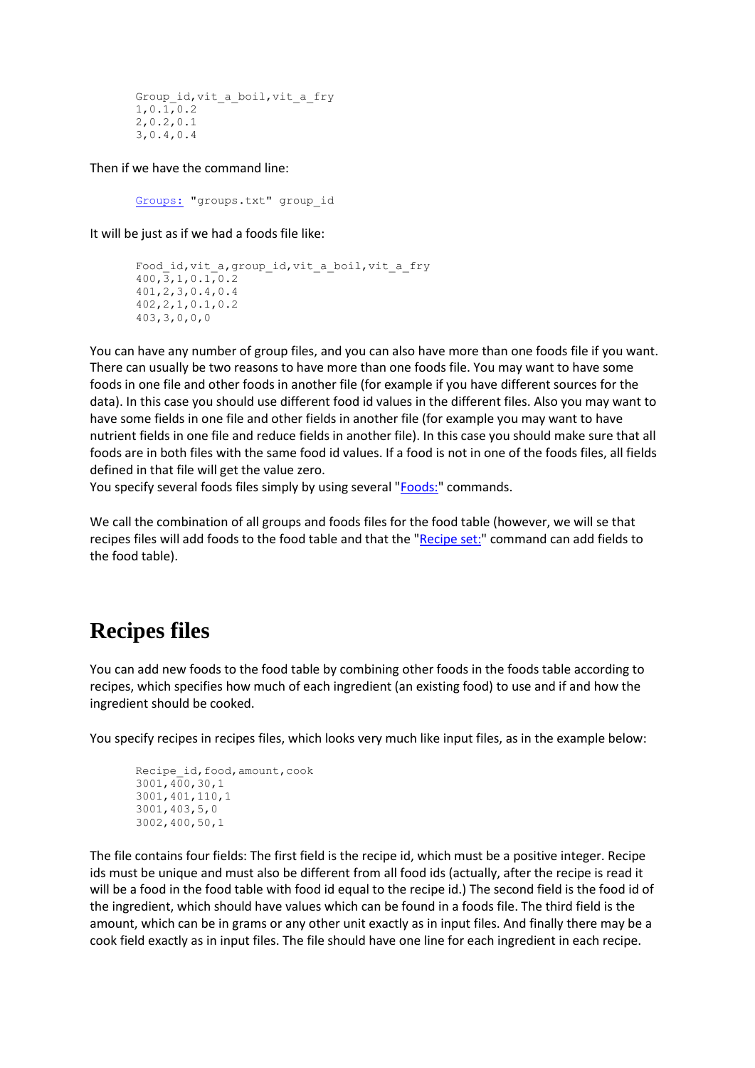```
Group_id,vit_a_boil,vit_a_fry
1,0.1,0.2
2,0.2,0.1
3,0.4,0.4
```

Then if we have the command line:

```
Groups: "groups.txt" group_id
```

It will be just as if we had a foods file like:

```
Food_id,vit_a,group_id,vit_a_boil,vit_a_fry
400,3,1,0.1,0.2
401,2,3,0.4,0.4
402,2,1,0.1,0.2
403,3,0,0,0
```

You can have any number of group files, and you can also have more than one foods file if you want. There can usually be two reasons to have more than one foods file. You may want to have some foods in one file and other foods in another file (for example if you have different sources for the data). In this case you should use different food id values in the different files. Also you may want to have some fields in one file and other fields in another file (for example you may want to have nutrient fields in one file and reduce fields in another file). In this case you should make sure that all foods are in both files with the same food id values. If a food is not in one of the foods files, all fields defined in that file will get the value zero.
You specify several foods files simply by using several "Foods:" commands.

We call the combination of all groups and foods files for the food table (however, we will se that recipes files will add foods to the food table and that the "Recipe set:" command can add fields to the food table).

# Recipes files

You can add new foods to the food table by combining other foods in the foods table according to recipes, which specifies how much of each ingredient (an existing food) to use and if and how the ingredient should be cooked.

You specify recipes in recipes files, which looks very much like input files, as in the example below:

```
Recipe_id,food,amount,cook
3001,400,30,1
3001,401,110,1
3001,403,5,0
3002,400,50,1
```

The file contains four fields: The first field is the recipe id, which must be a positive integer. Recipe ids must be unique and must also be different from all food ids (actually, after the recipe is read it will be a food in the food table with food id equal to the recipe id.) The second field is the food id of the ingredient, which should have values which can be found in a foods file. The third field is the amount, which can be in grams or any other unit exactly as in input files. And finally there may be a cook field exactly as in input files. The file should have one line for each ingredient in each recipe.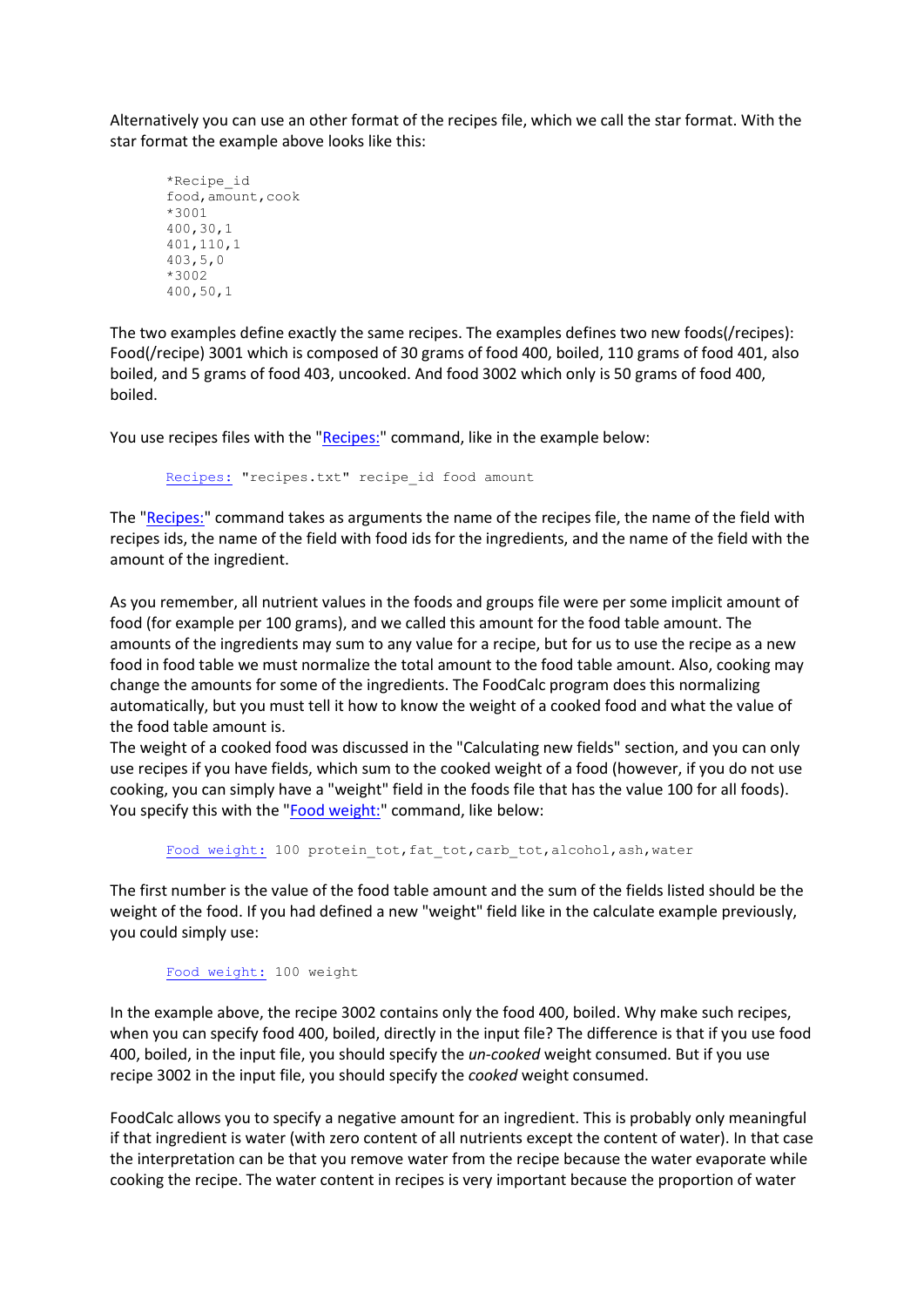Alternatively you can use an other format of the recipes file, which we call the star format. With the star format the example above looks like this:

```
*Recipe_id
food,amount,cook
*3001
400,30,1
401,110,1
403,5,0
*3002
400,50,1
```

The two examples define exactly the same recipes. The examples defines two new foods(/recipes): Food(/recipe) 3001 which is composed of 30 grams of food 400, boiled, 110 grams of food 401, also boiled, and 5 grams of food 403, uncooked. And food 3002 which only is 50 grams of food 400, boiled.

You use recipes files with the "Recipes:" command, like in the example below:

```
Recipes: "recipes.txt" recipe_id food amount
```

The "Recipes:" command takes as arguments the name of the recipes file, the name of the field with recipes ids, the name of the field with food ids for the ingredients, and the name of the field with the amount of the ingredient.

As you remember, all nutrient values in the foods and groups file were per some implicit amount of food (for example per 100 grams), and we called this amount for the food table amount. The amounts of the ingredients may sum to any value for a recipe, but for us to use the recipe as a new food in food table we must normalize the total amount to the food table amount. Also, cooking may change the amounts for some of the ingredients. The FoodCalc program does this normalizing automatically, but you must tell it how to know the weight of a cooked food and what the value of the food table amount is.
The weight of a cooked food was discussed in the "Calculating new fields" section, and you can only use recipes if you have fields, which sum to the cooked weight of a food (however, if you do not use cooking, you can simply have a "weight" field in the foods file that has the value 100 for all foods). You specify this with the "Food weight:" command, like below:

```
Food weight: 100 protein_tot,fat_tot,carb_tot,alcohol,ash,water
```

The first number is the value of the food table amount and the sum of the fields listed should be the weight of the food. If you had defined a new "weight" field like in the calculate example previously, you could simply use:

```
Food weight: 100 weight
```

In the example above, the recipe 3002 contains only the food 400, boiled. Why make such recipes, when you can specify food 400, boiled, directly in the input file? The difference is that if you use food 400, boiled, in the input file, you should specify the *un-cooked* weight consumed. But if you use recipe 3002 in the input file, you should specify the *cooked* weight consumed.

FoodCalc allows you to specify a negative amount for an ingredient. This is probably only meaningful if that ingredient is water (with zero content of all nutrients except the content of water). In that case the interpretation can be that you remove water from the recipe because the water evaporate while cooking the recipe. The water content in recipes is very important because the proportion of water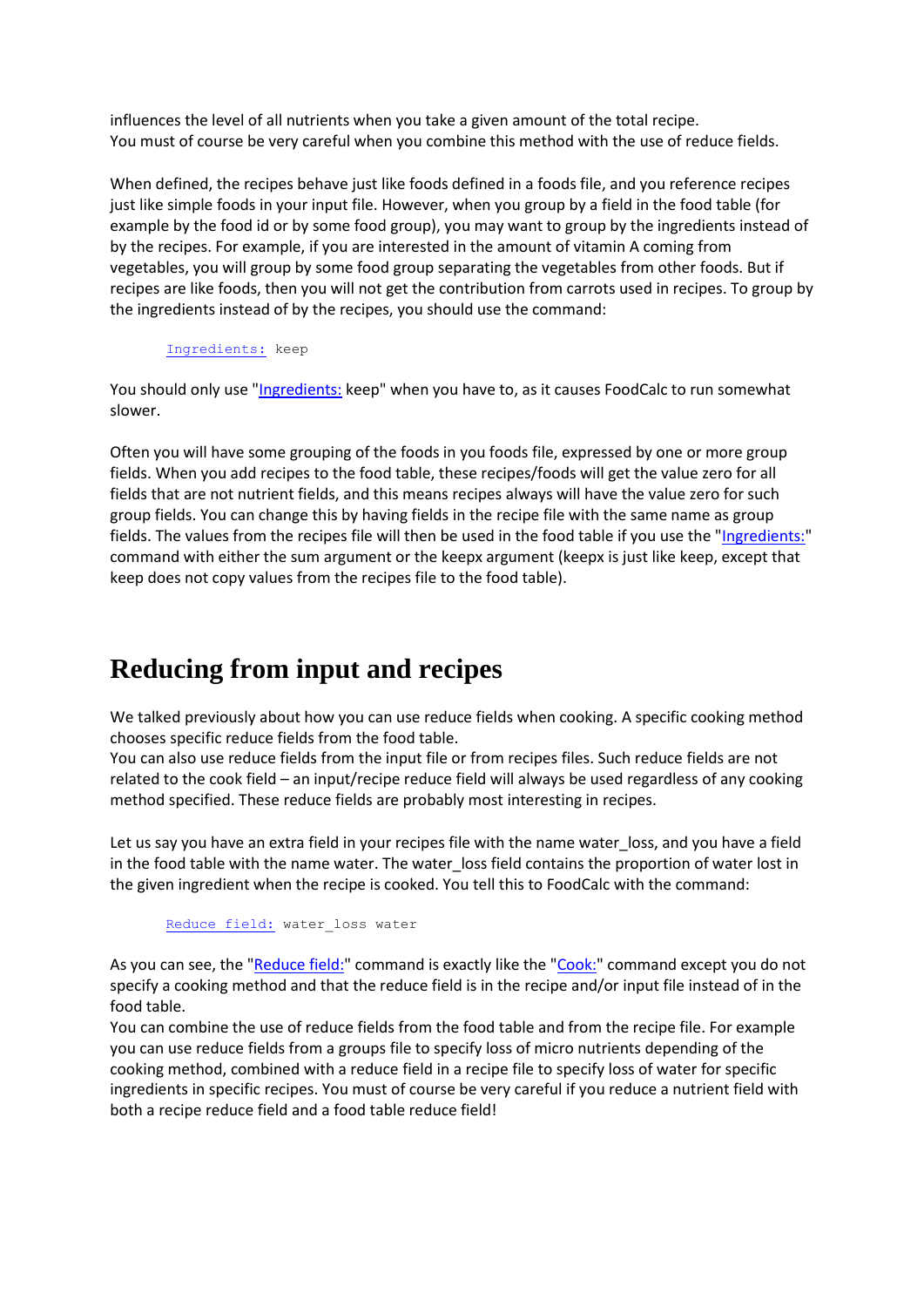influences the level of all nutrients when you take a given amount of the total recipe.
You must of course be very careful when you combine this method with the use of reduce fields.

When defined, the recipes behave just like foods defined in a foods file, and you reference recipes just like simple foods in your input file. However, when you group by a field in the food table (for example by the food id or by some food group), you may want to group by the ingredients instead of by the recipes. For example, if you are interested in the amount of vitamin A coming from vegetables, you will group by some food group separating the vegetables from other foods. But if recipes are like foods, then you will not get the contribution from carrots used in recipes. To group by the ingredients instead of by the recipes, you should use the command:

```
Ingredients: keep
```

You should only use "Ingredients: keep" when you have to, as it causes FoodCalc to run somewhat slower.

Often you will have some grouping of the foods in you foods file, expressed by one or more group fields. When you add recipes to the food table, these recipes/foods will get the value zero for all fields that are not nutrient fields, and this means recipes always will have the value zero for such group fields. You can change this by having fields in the recipe file with the same name as group fields. The values from the recipes file will then be used in the food table if you use the "Ingredients:" command with either the sum argument or the keepx argument (keepx is just like keep, except that keep does not copy values from the recipes file to the food table).

# Reducing from input and recipes

We talked previously about how you can use reduce fields when cooking. A specific cooking method chooses specific reduce fields from the food table.
You can also use reduce fields from the input file or from recipes files. Such reduce fields are not related to the cook field – an input/recipe reduce field will always be used regardless of any cooking method specified. These reduce fields are probably most interesting in recipes.

Let us say you have an extra field in your recipes file with the name water_loss, and you have a field in the food table with the name water. The water_loss field contains the proportion of water lost in the given ingredient when the recipe is cooked. You tell this to FoodCalc with the command:

```
Reduce field: water_loss water
```

As you can see, the "Reduce field:" command is exactly like the "Cook:" command except you do not specify a cooking method and that the reduce field is in the recipe and/or input file instead of in the food table.
You can combine the use of reduce fields from the food table and from the recipe file. For example you can use reduce fields from a groups file to specify loss of micro nutrients depending of the cooking method, combined with a reduce field in a recipe file to specify loss of water for specific ingredients in specific recipes. You must of course be very careful if you reduce a nutrient field with both a recipe reduce field and a food table reduce field!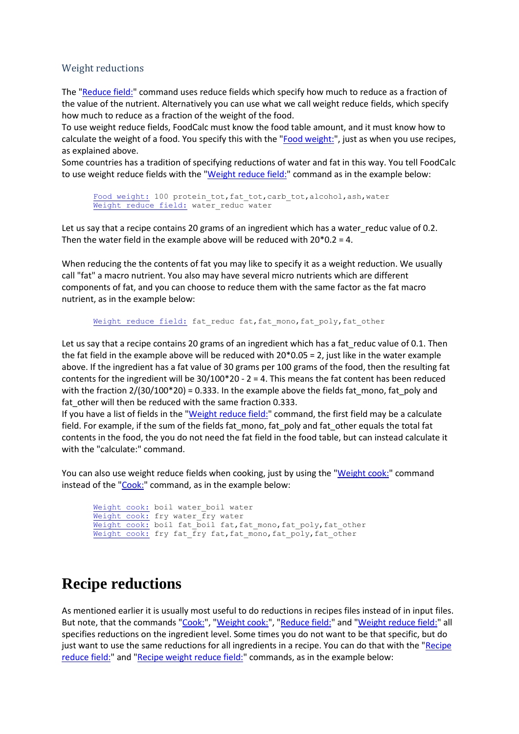### Weight reductions

The "Reduce field:" command uses reduce fields which specify how much to reduce as a fraction of the value of the nutrient. Alternatively you can use what we call weight reduce fields, which specify how much to reduce as a fraction of the weight of the food.
To use weight reduce fields, FoodCalc must know the food table amount, and it must know how to calculate the weight of a food. You specify this with the "Food weight:", just as when you use recipes, as explained above.
Some countries has a tradition of specifying reductions of water and fat in this way. You tell FoodCalc to use weight reduce fields with the "Weight reduce field:" command as in the example below:

```
Food weight: 100 protein_tot,fat_tot,carb_tot,alcohol,ash,water
Weight reduce field: water_reduc water
```

Let us say that a recipe contains 20 grams of an ingredient which has a water_reduc value of 0.2. Then the water field in the example above will be reduced with 20*0.2 = 4.

When reducing the the contents of fat you may like to specify it as a weight reduction. We usually call "fat" a macro nutrient. You also may have several micro nutrients which are different components of fat, and you can choose to reduce them with the same factor as the fat macro nutrient, as in the example below:

```
Weight reduce field: fat_reduc fat,fat_mono,fat_poly,fat_other
```

Let us say that a recipe contains 20 grams of an ingredient which has a fat_reduc value of 0.1. Then the fat field in the example above will be reduced with 20*0.05 = 2, just like in the water example above. If the ingredient has a fat value of 30 grams per 100 grams of the food, then the resulting fat contents for the ingredient will be 30/100*20 - 2 = 4. This means the fat content has been reduced with the fraction 2/(30/100*20) = 0.333. In the example above the fields fat_mono, fat_poly and fat_other will then be reduced with the same fraction 0.333.
If you have a list of fields in the "Weight reduce field:" command, the first field may be a calculate field. For example, if the sum of the fields fat_mono, fat_poly and fat_other equals the total fat contents in the food, the you do not need the fat field in the food table, but can instead calculate it with the "calculate:" command.

You can also use weight reduce fields when cooking, just by using the "Weight cook:" command instead of the "Cook:" command, as in the example below:

```
Weight cook: boil water_boil water
Weight cook: fry water_fry water
Weight cook: boil fat_boil fat,fat_mono,fat_poly,fat_other
Weight cook: fry fat_fry fat,fat_mono,fat_poly,fat_other
```

# Recipe reductions

As mentioned earlier it is usually most useful to do reductions in recipes files instead of in input files. But note, that the commands "Cook:", "Weight cook:", "Reduce field:" and "Weight reduce field:" all specifies reductions on the ingredient level. Some times you do not want to be that specific, but do just want to use the same reductions for all ingredients in a recipe. You can do that with the "Recipe reduce field:" and "Recipe weight reduce field:" commands, as in the example below: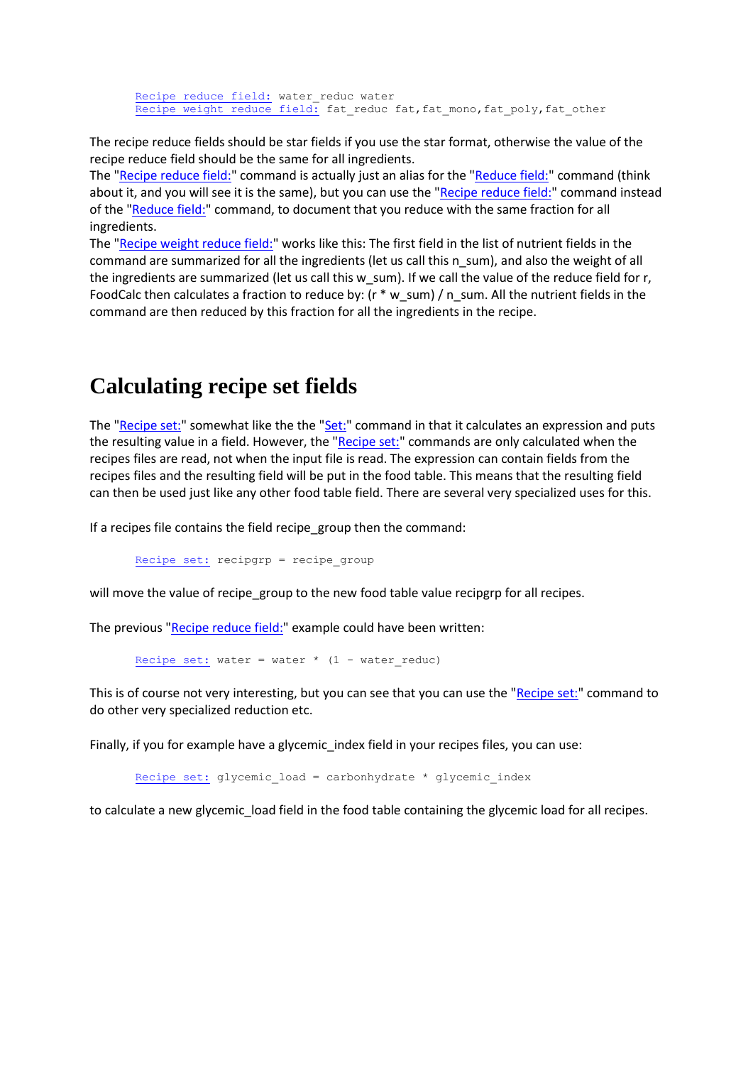```
Recipe reduce field: water_reduc water
Recipe weight reduce field: fat_reduc fat,fat_mono,fat_poly,fat_other
```

The recipe reduce fields should be star fields if you use the star format, otherwise the value of the recipe reduce field should be the same for all ingredients.
The "Recipe reduce field:" command is actually just an alias for the "Reduce field:" command (think about it, and you will see it is the same), but you can use the "Recipe reduce field:" command instead of the "Reduce field:" command, to document that you reduce with the same fraction for all ingredients.
The "Recipe weight reduce field:" works like this: The first field in the list of nutrient fields in the command are summarized for all the ingredients (let us call this n_sum), and also the weight of all the ingredients are summarized (let us call this w_sum). If we call the value of the reduce field for r, FoodCalc then calculates a fraction to reduce by: (r * w_sum) / n_sum. All the nutrient fields in the command are then reduced by this fraction for all the ingredients in the recipe.

# Calculating recipe set fields

The "Recipe set:" somewhat like the the "Set:" command in that it calculates an expression and puts the resulting value in a field. However, the "Recipe set:" commands are only calculated when the recipes files are read, not when the input file is read. The expression can contain fields from the recipes files and the resulting field will be put in the food table. This means that the resulting field can then be used just like any other food table field. There are several very specialized uses for this.

If a recipes file contains the field recipe_group then the command:

```
Recipe set: recipgrp = recipe_group
```

will move the value of recipe_group to the new food table value recipgrp for all recipes.

The previous "Recipe reduce field:" example could have been written:

```
Recipe set: water = water * (1 - water_reduc)
```

This is of course not very interesting, but you can see that you can use the "Recipe set:" command to do other very specialized reduction etc.

Finally, if you for example have a glycemic_index field in your recipes files, you can use:

```
Recipe set: glycemic_load = carbonhydrate * glycemic_index
```

to calculate a new glycemic_load field in the food table containing the glycemic load for all recipes.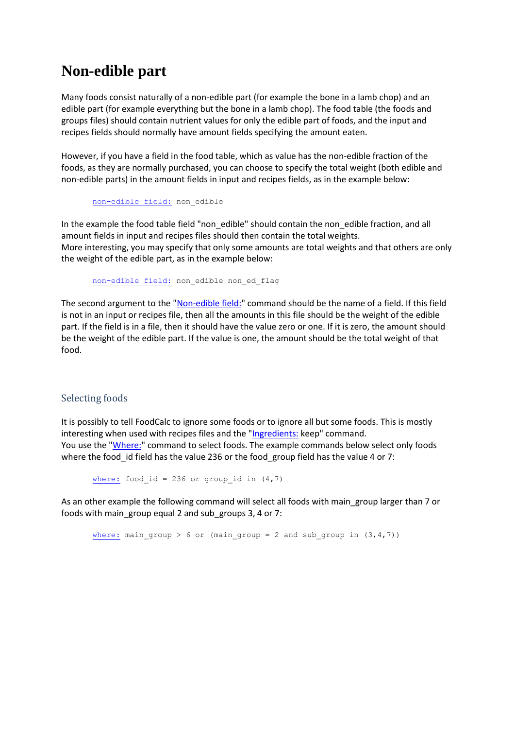# Non-edible part

Many foods consist naturally of a non-edible part (for example the bone in a lamb chop) and an edible part (for example everything but the bone in a lamb chop). The food table (the foods and groups files) should contain nutrient values for only the edible part of foods, and the input and recipes fields should normally have amount fields specifying the amount eaten.

However, if you have a field in the food table, which as value has the non-edible fraction of the foods, as they are normally purchased, you can choose to specify the total weight (both edible and non-edible parts) in the amount fields in input and recipes fields, as in the example below:

```
non-edible field: non_edible
```

In the example the food table field "non_edible" should contain the non_edible fraction, and all amount fields in input and recipes files should then contain the total weights.
More interesting, you may specify that only some amounts are total weights and that others are only the weight of the edible part, as in the example below:

```
non-edible field: non_edible non_ed_flag
```

The second argument to the "Non-edible field:" command should be the name of a field. If this field is not in an input or recipes file, then all the amounts in this file should be the weight of the edible part. If the field is in a file, then it should have the value zero or one. If it is zero, the amount should be the weight of the edible part. If the value is one, the amount should be the total weight of that food.

## Selecting foods

It is possibly to tell FoodCalc to ignore some foods or to ignore all but some foods. This is mostly interesting when used with recipes files and the "Ingredients: keep" command.
You use the "Where:" command to select foods. The example commands below select only foods where the food_id field has the value 236 or the food_group field has the value 4 or 7:

```
where: food_id = 236 or group_id in (4,7)
```

As an other example the following command will select all foods with main_group larger than 7 or foods with main_group equal 2 and sub_groups 3, 4 or 7:

```
where: main_group > 6 or (main_group = 2 and sub_group in (3,4,7))
```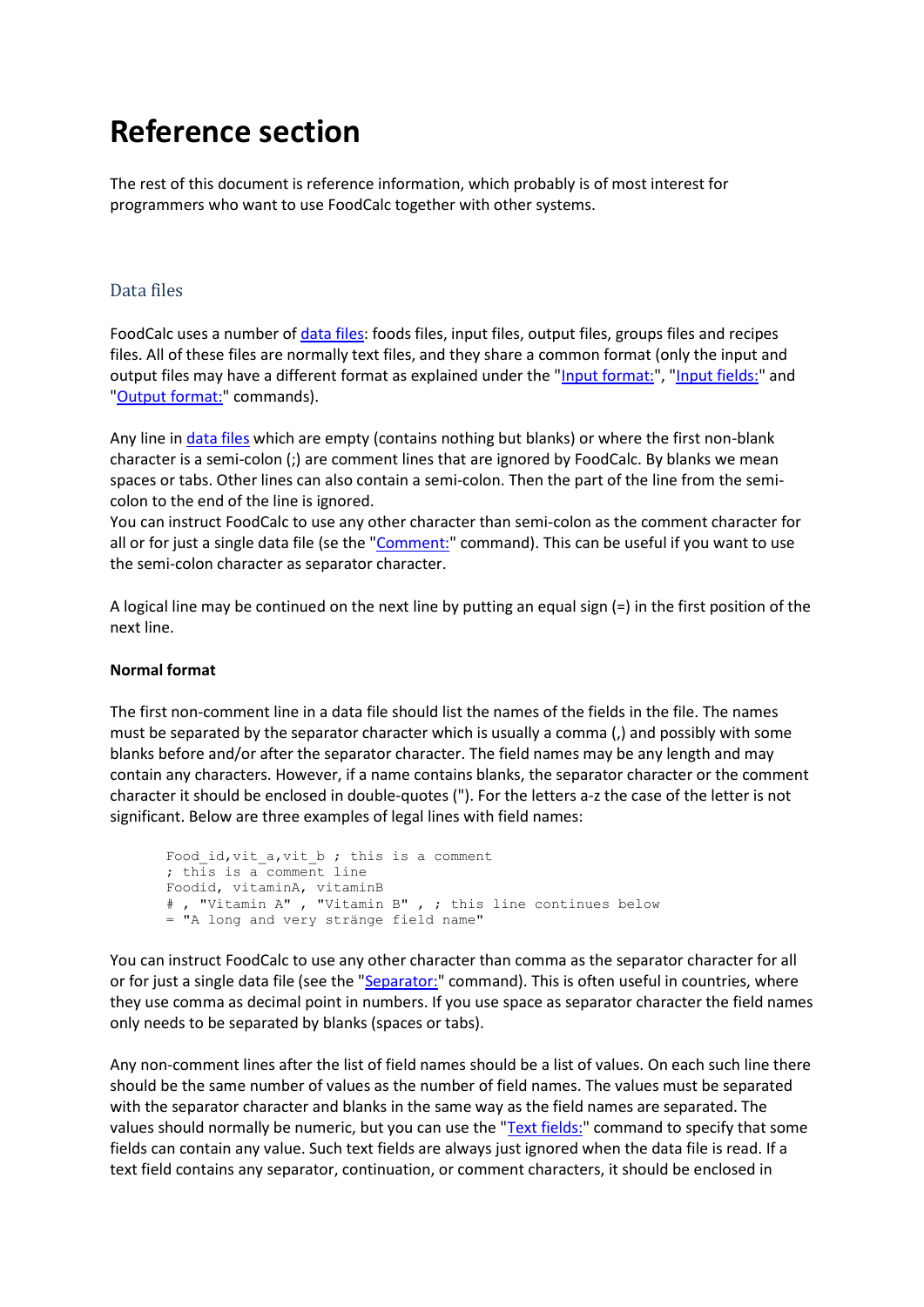# Reference section

The rest of this document is reference information, which probably is of most interest for programmers who want to use FoodCalc together with other systems.

## Data files

FoodCalc uses a number of data files: foods files, input files, output files, groups files and recipes files. All of these files are normally text files, and they share a common format (only the input and output files may have a different format as explained under the "Input format:", "Input fields:" and "Output format:" commands).

Any line in data files which are empty (contains nothing but blanks) or where the first non-blank character is a semi-colon (;) are comment lines that are ignored by FoodCalc. By blanks we mean spaces or tabs. Other lines can also contain a semi-colon. Then the part of the line from the semi-colon to the end of the line is ignored.
You can instruct FoodCalc to use any other character than semi-colon as the comment character for all or for just a single data file (se the "Comment:" command). This can be useful if you want to use the semi-colon character as separator character.

A logical line may be continued on the next line by putting an equal sign (=) in the first position of the next line.

**Normal format**

The first non-comment line in a data file should list the names of the fields in the file. The names must be separated by the separator character which is usually a comma (,) and possibly with some blanks before and/or after the separator character. The field names may be any length and may contain any characters. However, if a name contains blanks, the separator character or the comment character it should be enclosed in double-quotes ("). For the letters a-z the case of the letter is not significant. Below are three examples of legal lines with field names:

```
Food_id,vit_a,vit_b ; this is a comment
; this is a comment line
Foodid, vitaminA, vitaminB
# , "Vitamin A" , "Vitamin B" , ; this line continues below
= "A long and very stränge field name"
```

You can instruct FoodCalc to use any other character than comma as the separator character for all or for just a single data file (see the "Separator:" command). This is often useful in countries, where they use comma as decimal point in numbers. If you use space as separator character the field names only needs to be separated by blanks (spaces or tabs).

Any non-comment lines after the list of field names should be a list of values. On each such line there should be the same number of values as the number of field names. The values must be separated with the separator character and blanks in the same way as the field names are separated. The values should normally be numeric, but you can use the "Text fields:" command to specify that some fields can contain any value. Such text fields are always just ignored when the data file is read. If a text field contains any separator, continuation, or comment characters, it should be enclosed in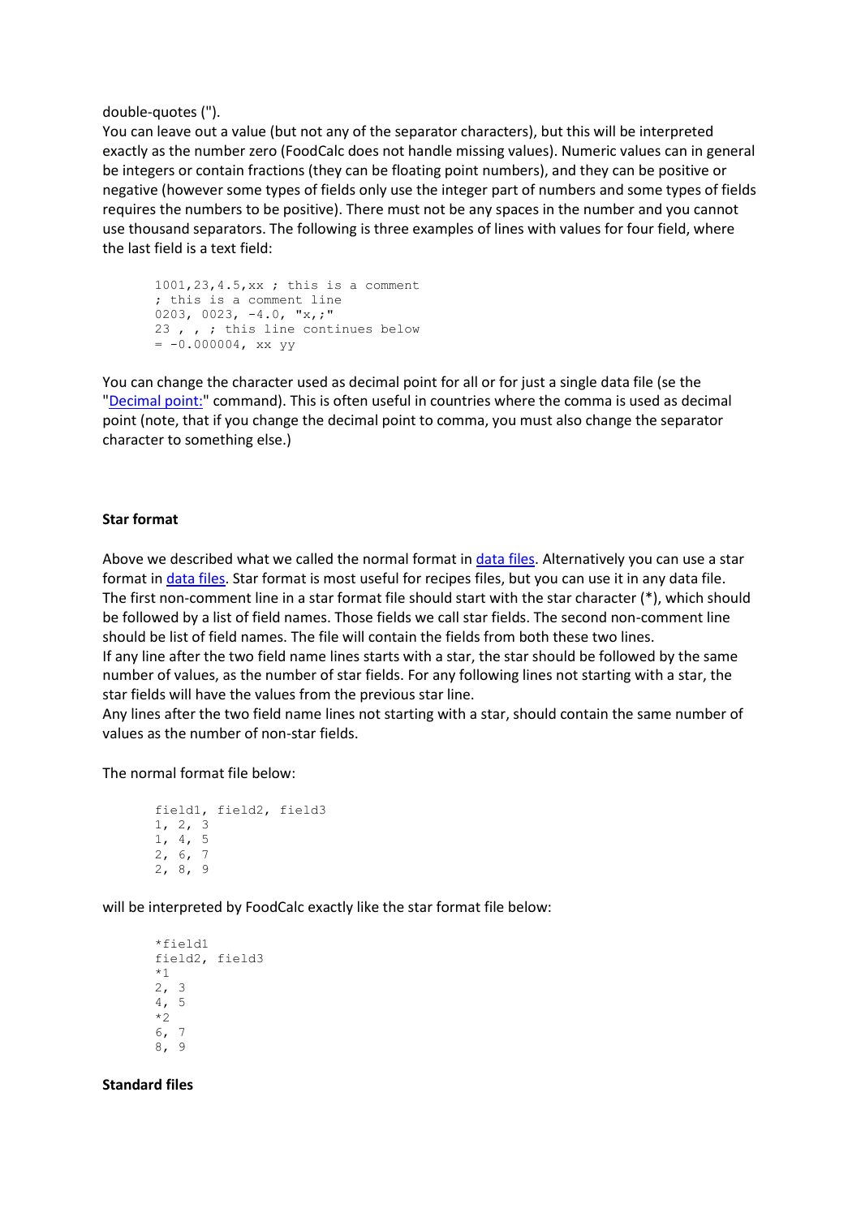double-quotes (").
You can leave out a value (but not any of the separator characters), but this will be interpreted exactly as the number zero (FoodCalc does not handle missing values). Numeric values can in general be integers or contain fractions (they can be floating point numbers), and they can be positive or negative (however some types of fields only use the integer part of numbers and some types of fields requires the numbers to be positive). There must not be any spaces in the number and you cannot use thousand separators. The following is three examples of lines with values for four field, where the last field is a text field:

```
1001,23,4.5,xx ; this is a comment
; this is a comment line
0203, 0023, -4.0, "x,;"
23 , , ; this line continues below
= -0.000004, xx yy
```

You can change the character used as decimal point for all or for just a single data file (se the "Decimal point:" command). This is often useful in countries where the comma is used as decimal point (note, that if you change the decimal point to comma, you must also change the separator character to something else.)

**Star format**

Above we described what we called the normal format in data files. Alternatively you can use a star format in data files. Star format is most useful for recipes files, but you can use it in any data file.
The first non-comment line in a star format file should start with the star character (*), which should be followed by a list of field names. Those fields we call star fields. The second non-comment line should be list of field names. The file will contain the fields from both these two lines.
If any line after the two field name lines starts with a star, the star should be followed by the same number of values, as the number of star fields. For any following lines not starting with a star, the star fields will have the values from the previous star line.
Any lines after the two field name lines not starting with a star, should contain the same number of values as the number of non-star fields.

The normal format file below:

```
field1, field2, field3
1, 2, 3
1, 4, 5
2, 6, 7
2, 8, 9
```

will be interpreted by FoodCalc exactly like the star format file below:

```
*field1
field2, field3
*1
2, 3
4, 5
*2
6, 7
8, 9
```

**Standard files**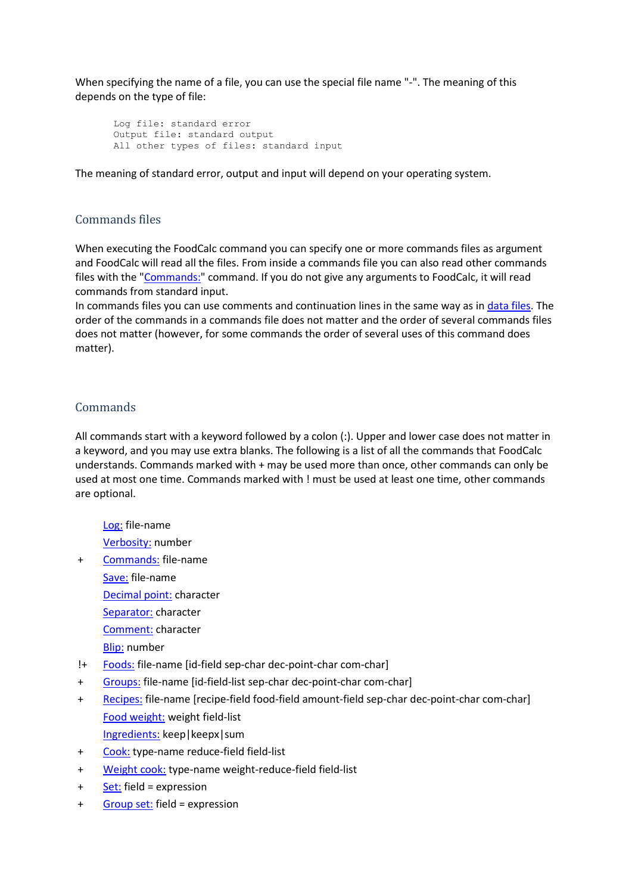When specifying the name of a file, you can use the special file name "-". The meaning of this depends on the type of file:

```
Log file: standard error
Output file: standard output
All other types of files: standard input
```

The meaning of standard error, output and input will depend on your operating system.

## Commands files

When executing the FoodCalc command you can specify one or more commands files as argument and FoodCalc will read all the files. From inside a commands file you can also read other commands files with the "Commands:" command. If you do not give any arguments to FoodCalc, it will read commands from standard input.
In commands files you can use comments and continuation lines in the same way as in data files. The order of the commands in a commands file does not matter and the order of several commands files does not matter (however, for some commands the order of several uses of this command does matter).

## Commands

All commands start with a keyword followed by a colon (:). Upper and lower case does not matter in a keyword, and you may use extra blanks. The following is a list of all the commands that FoodCalc understands. Commands marked with + may be used more than once, other commands can only be used at most one time. Commands marked with ! must be used at least one time, other commands are optional.

|    | Command |
|---|---|
|    | Log: file-name |
|    | Verbosity: number |
| +  | Commands: file-name |
|    | Save: file-name |
|    | Decimal point: character |
|    | Separator: character |
|    | Comment: character |
|    | Blip: number |
| !+ | Foods: file-name [id-field sep-char dec-point-char com-char] |
| +  | Groups: file-name [id-field-list sep-char dec-point-char com-char] |
| +  | Recipes: file-name [recipe-field food-field amount-field sep-char dec-point-char com-char] |
|    | Food weight: weight field-list |
|    | Ingredients: keep\|keepx\|sum |
| +  | Cook: type-name reduce-field field-list |
| +  | Weight cook: type-name weight-reduce-field field-list |
| +  | Set: field = expression |
| +  | Group set: field = expression |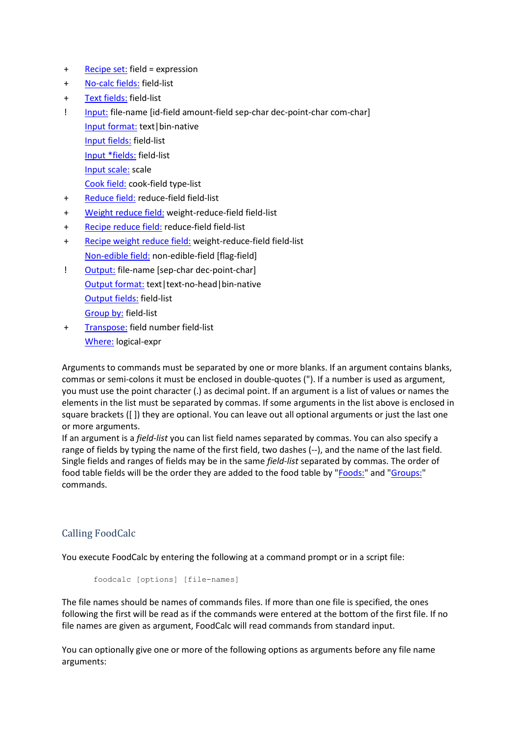- \+ Recipe set: field = expression
- \+ No-calc fields: field-list
- \+ Text fields: field-list
- ! Input: file-name [id-field amount-field sep-char dec-point-char com-char]
- Input format: text|bin-native
- Input fields: field-list
- Input *fields: field-list
- Input scale: scale
- Cook field: cook-field type-list
- \+ Reduce field: reduce-field field-list
- \+ Weight reduce field: weight-reduce-field field-list
- \+ Recipe reduce field: reduce-field field-list
- \+ Recipe weight reduce field: weight-reduce-field field-list
- Non-edible field: non-edible-field [flag-field]
- ! Output: file-name [sep-char dec-point-char]
- Output format: text|text-no-head|bin-native
- Output fields: field-list
- Group by: field-list
- \+ Transpose: field number field-list
- Where: logical-expr

Arguments to commands must be separated by one or more blanks. If an argument contains blanks, commas or semi-colons it must be enclosed in double-quotes ("). If a number is used as argument, you must use the point character (.) as decimal point. If an argument is a list of values or names the elements in the list must be separated by commas. If some arguments in the list above is enclosed in square brackets ([ ]) they are optional. You can leave out all optional arguments or just the last one or more arguments.
If an argument is a *field-list* you can list field names separated by commas. You can also specify a range of fields by typing the name of the first field, two dashes (--), and the name of the last field. Single fields and ranges of fields may be in the same *field-list* separated by commas. The order of food table fields will be the order they are added to the food table by "Foods:" and "Groups:" commands.

## Calling FoodCalc

You execute FoodCalc by entering the following at a command prompt or in a script file:

```
foodcalc [options] [file-names]
```

The file names should be names of commands files. If more than one file is specified, the ones following the first will be read as if the commands were entered at the bottom of the first file. If no file names are given as argument, FoodCalc will read commands from standard input.

You can optionally give one or more of the following options as arguments before any file name arguments: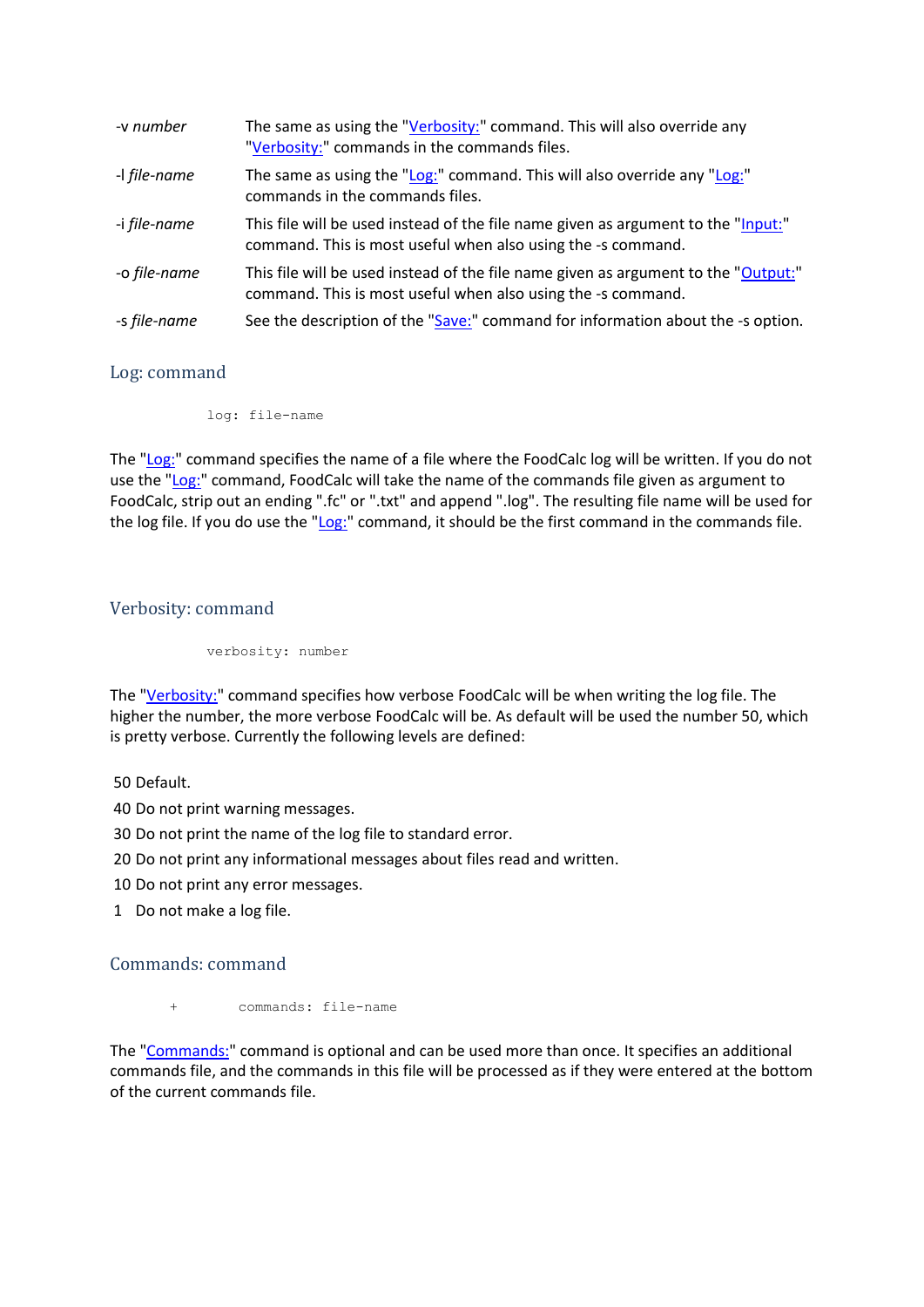| | |
|---|---|
| -v *number* | The same as using the "Verbosity:" command. This will also override any "Verbosity:" commands in the commands files. |
| -l *file-name* | The same as using the "Log:" command. This will also override any "Log:" commands in the commands files. |
| -i *file-name* | This file will be used instead of the file name given as argument to the "Input:" command. This is most useful when also using the -s command. |
| -o *file-name* | This file will be used instead of the file name given as argument to the "Output:" command. This is most useful when also using the -s command. |
| -s *file-name* | See the description of the "Save:" command for information about the -s option. |

### Log: command

```
log: file-name
```

The "Log:" command specifies the name of a file where the FoodCalc log will be written. If you do not use the "Log:" command, FoodCalc will take the name of the commands file given as argument to FoodCalc, strip out an ending ".fc" or ".txt" and append ".log". The resulting file name will be used for the log file. If you do use the "Log:" command, it should be the first command in the commands file.

### Verbosity: command

```
verbosity: number
```

The "Verbosity:" command specifies how verbose FoodCalc will be when writing the log file. The higher the number, the more verbose FoodCalc will be. As default will be used the number 50, which is pretty verbose. Currently the following levels are defined:

50 Default.

40 Do not print warning messages.

30 Do not print the name of the log file to standard error.

20 Do not print any informational messages about files read and written.

10 Do not print any error messages.

1 Do not make a log file.

### Commands: command

```
+       commands: file-name
```

The "Commands:" command is optional and can be used more than once. It specifies an additional commands file, and the commands in this file will be processed as if they were entered at the bottom of the current commands file.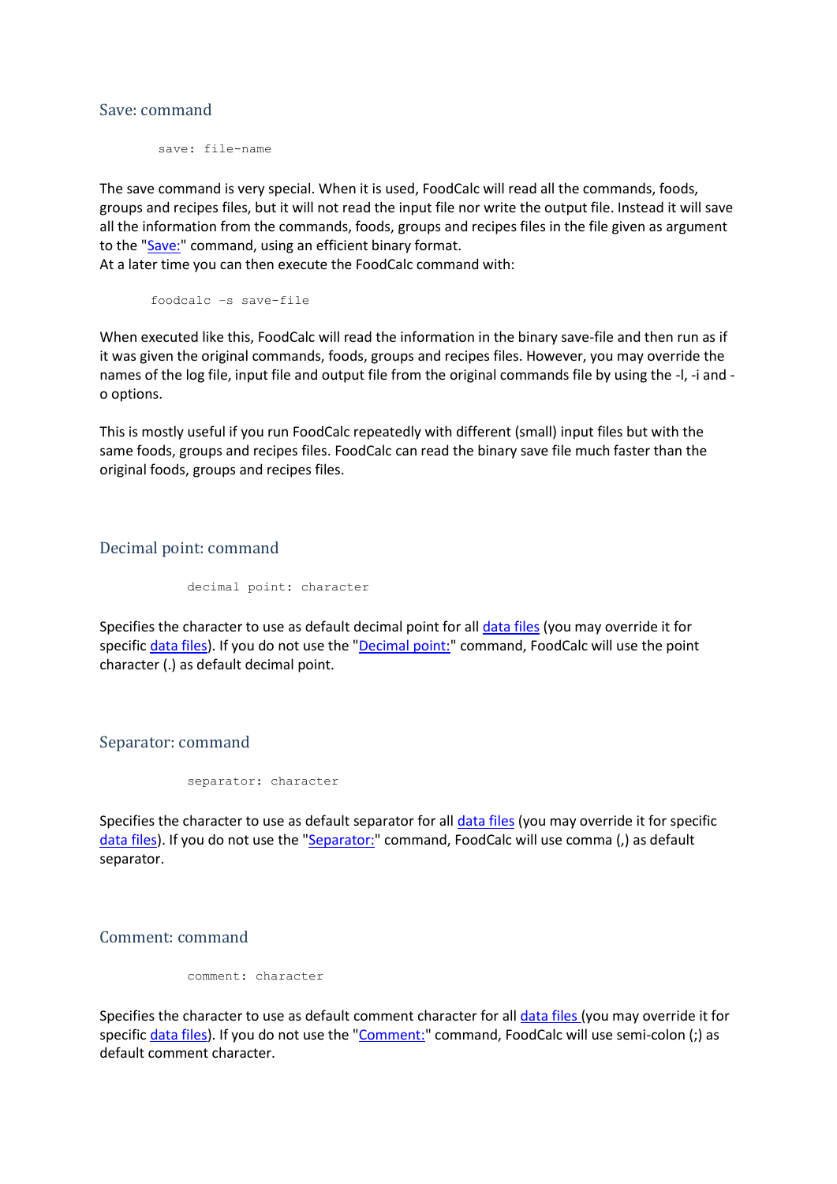## Save: command

```
save: file-name
```

The save command is very special. When it is used, FoodCalc will read all the commands, foods, groups and recipes files, but it will not read the input file nor write the output file. Instead it will save all the information from the commands, foods, groups and recipes files in the file given as argument to the "Save:" command, using an efficient binary format.
At a later time you can then execute the FoodCalc command with:

```
foodcalc -s save-file
```

When executed like this, FoodCalc will read the information in the binary save-file and then run as if it was given the original commands, foods, groups and recipes files. However, you may override the names of the log file, input file and output file from the original commands file by using the -l, -i and -o options.

This is mostly useful if you run FoodCalc repeatedly with different (small) input files but with the same foods, groups and recipes files. FoodCalc can read the binary save file much faster than the original foods, groups and recipes files.

## Decimal point: command

```
decimal point: character
```

Specifies the character to use as default decimal point for all data files (you may override it for specific data files). If you do not use the "Decimal point:" command, FoodCalc will use the point character (.) as default decimal point.

## Separator: command

```
separator: character
```

Specifies the character to use as default separator for all data files (you may override it for specific data files). If you do not use the "Separator:" command, FoodCalc will use comma (,) as default separator.

## Comment: command

```
comment: character
```

Specifies the character to use as default comment character for all data files (you may override it for specific data files). If you do not use the "Comment:" command, FoodCalc will use semi-colon (;) as default comment character.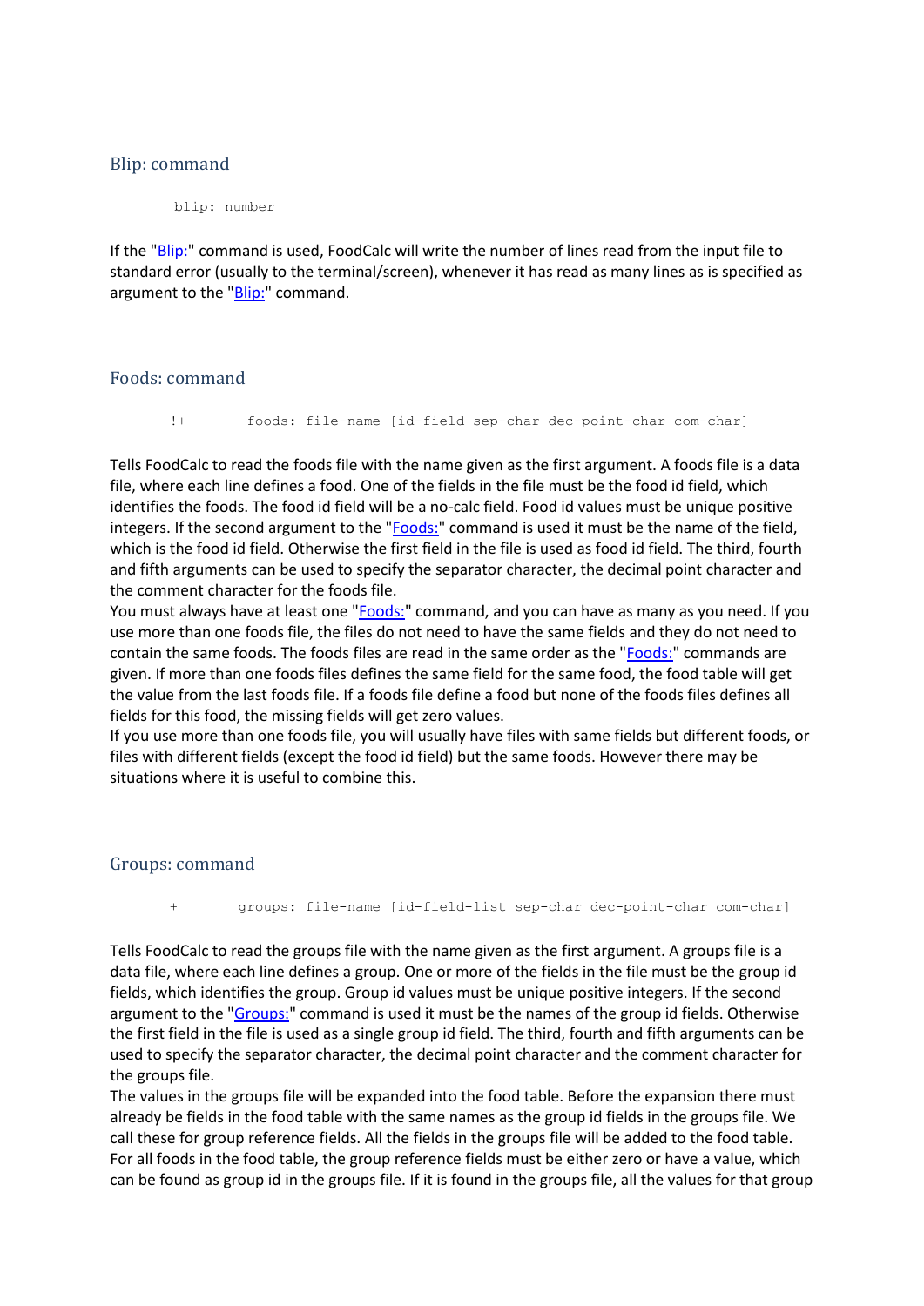## Blip: command

```
blip: number
```

If the "Blip:" command is used, FoodCalc will write the number of lines read from the input file to standard error (usually to the terminal/screen), whenever it has read as many lines as is specified as argument to the "Blip:" command.

## Foods: command

```
!+      foods: file-name [id-field sep-char dec-point-char com-char]
```

Tells FoodCalc to read the foods file with the name given as the first argument. A foods file is a data file, where each line defines a food. One of the fields in the file must be the food id field, which identifies the foods. The food id field will be a no-calc field. Food id values must be unique positive integers. If the second argument to the "Foods:" command is used it must be the name of the field, which is the food id field. Otherwise the first field in the file is used as food id field. The third, fourth and fifth arguments can be used to specify the separator character, the decimal point character and the comment character for the foods file.
You must always have at least one "Foods:" command, and you can have as many as you need. If you use more than one foods file, the files do not need to have the same fields and they do not need to contain the same foods. The foods files are read in the same order as the "Foods:" commands are given. If more than one foods files defines the same field for the same food, the food table will get the value from the last foods file. If a foods file define a food but none of the foods files defines all fields for this food, the missing fields will get zero values.
If you use more than one foods file, you will usually have files with same fields but different foods, or files with different fields (except the food id field) but the same foods. However there may be situations where it is useful to combine this.

## Groups: command

```
+      groups: file-name [id-field-list sep-char dec-point-char com-char]
```

Tells FoodCalc to read the groups file with the name given as the first argument. A groups file is a data file, where each line defines a group. One or more of the fields in the file must be the group id fields, which identifies the group. Group id values must be unique positive integers. If the second argument to the "Groups:" command is used it must be the names of the group id fields. Otherwise the first field in the file is used as a single group id field. The third, fourth and fifth arguments can be used to specify the separator character, the decimal point character and the comment character for the groups file.
The values in the groups file will be expanded into the food table. Before the expansion there must already be fields in the food table with the same names as the group id fields in the groups file. We call these for group reference fields. All the fields in the groups file will be added to the food table. For all foods in the food table, the group reference fields must be either zero or have a value, which can be found as group id in the groups file. If it is found in the groups file, all the values for that group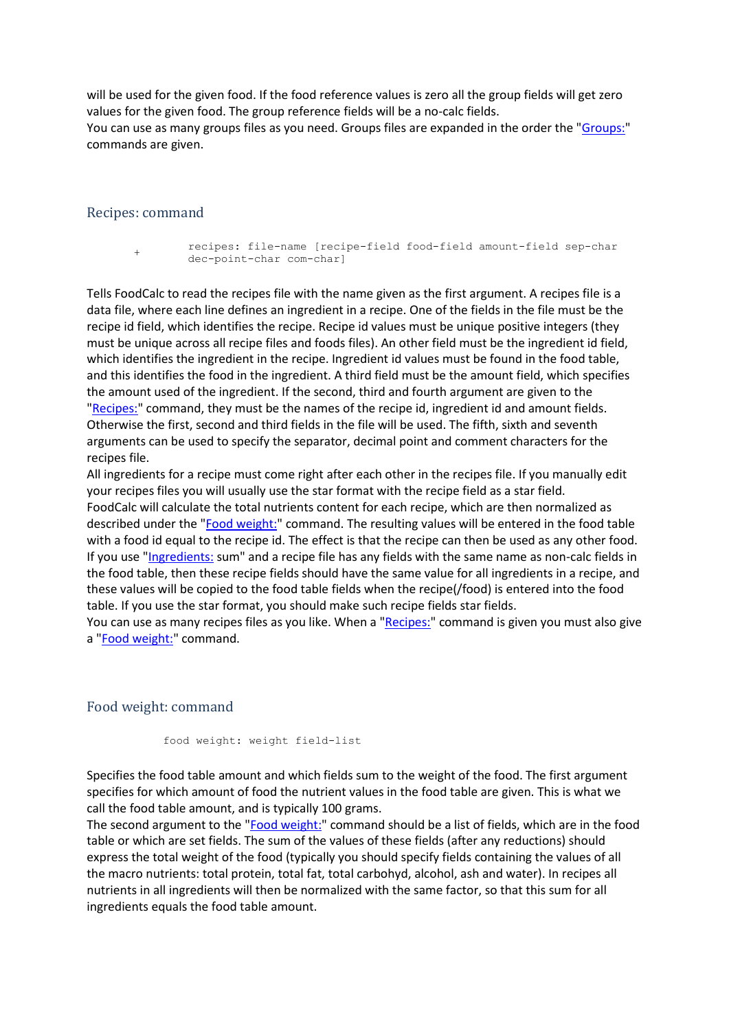will be used for the given food. If the food reference values is zero all the group fields will get zero values for the given food. The group reference fields will be a no-calc fields.
You can use as many groups files as you need. Groups files are expanded in the order the "Groups:" commands are given.

## Recipes: command

```
+       recipes: file-name [recipe-field food-field amount-field sep-char
        dec-point-char com-char]
```

Tells FoodCalc to read the recipes file with the name given as the first argument. A recipes file is a data file, where each line defines an ingredient in a recipe. One of the fields in the file must be the recipe id field, which identifies the recipe. Recipe id values must be unique positive integers (they must be unique across all recipe files and foods files). An other field must be the ingredient id field, which identifies the ingredient in the recipe. Ingredient id values must be found in the food table, and this identifies the food in the ingredient. A third field must be the amount field, which specifies the amount used of the ingredient. If the second, third and fourth argument are given to the "Recipes:" command, they must be the names of the recipe id, ingredient id and amount fields. Otherwise the first, second and third fields in the file will be used. The fifth, sixth and seventh arguments can be used to specify the separator, decimal point and comment characters for the recipes file.
All ingredients for a recipe must come right after each other in the recipes file. If you manually edit your recipes files you will usually use the star format with the recipe field as a star field.
FoodCalc will calculate the total nutrients content for each recipe, which are then normalized as described under the "Food weight:" command. The resulting values will be entered in the food table with a food id equal to the recipe id. The effect is that the recipe can then be used as any other food.
If you use "Ingredients: sum" and a recipe file has any fields with the same name as non-calc fields in the food table, then these recipe fields should have the same value for all ingredients in a recipe, and these values will be copied to the food table fields when the recipe(/food) is entered into the food table. If you use the star format, you should make such recipe fields star fields.
You can use as many recipes files as you like. When a "Recipes:" command is given you must also give a "Food weight:" command.

## Food weight: command

```
food weight: weight field-list
```

Specifies the food table amount and which fields sum to the weight of the food. The first argument specifies for which amount of food the nutrient values in the food table are given. This is what we call the food table amount, and is typically 100 grams.
The second argument to the "Food weight:" command should be a list of fields, which are in the food table or which are set fields. The sum of the values of these fields (after any reductions) should express the total weight of the food (typically you should specify fields containing the values of all the macro nutrients: total protein, total fat, total carbohyd, alcohol, ash and water). In recipes all nutrients in all ingredients will then be normalized with the same factor, so that this sum for all ingredients equals the food table amount.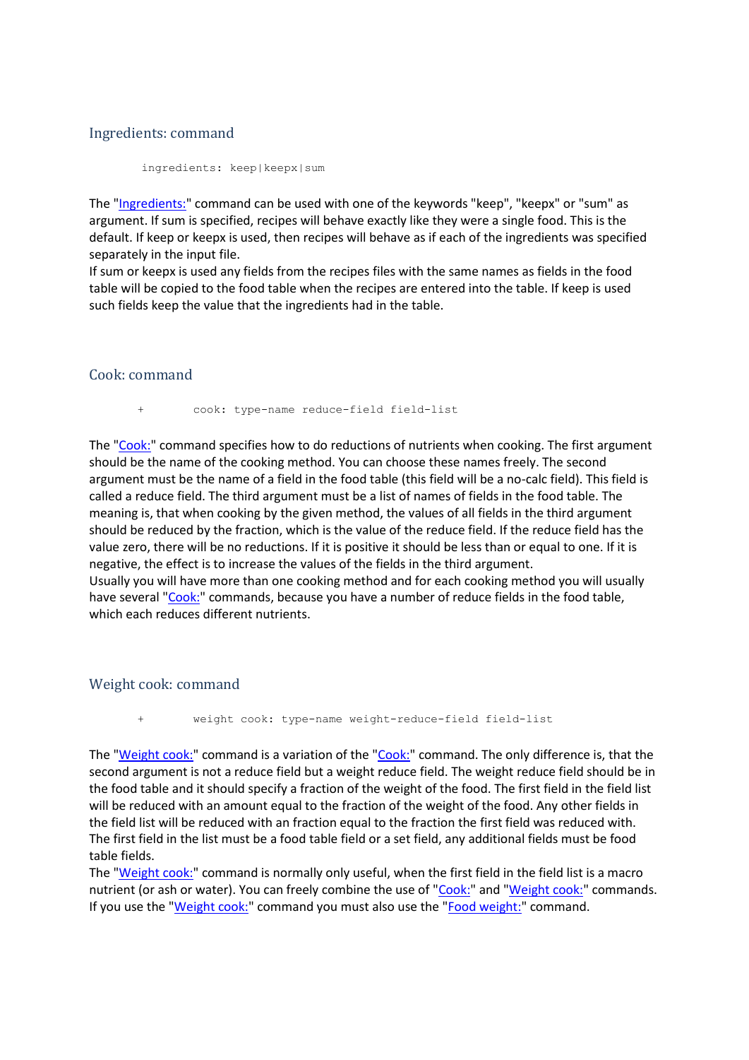## Ingredients: command

```
ingredients: keep|keepx|sum
```

The "Ingredients:" command can be used with one of the keywords "keep", "keepx" or "sum" as argument. If sum is specified, recipes will behave exactly like they were a single food. This is the default. If keep or keepx is used, then recipes will behave as if each of the ingredients was specified separately in the input file.
If sum or keepx is used any fields from the recipes files with the same names as fields in the food table will be copied to the food table when the recipes are entered into the table. If keep is used such fields keep the value that the ingredients had in the table.

## Cook: command

```
+       cook: type-name reduce-field field-list
```

The "Cook:" command specifies how to do reductions of nutrients when cooking. The first argument should be the name of the cooking method. You can choose these names freely. The second argument must be the name of a field in the food table (this field will be a no-calc field). This field is called a reduce field. The third argument must be a list of names of fields in the food table. The meaning is, that when cooking by the given method, the values of all fields in the third argument should be reduced by the fraction, which is the value of the reduce field. If the reduce field has the value zero, there will be no reductions. If it is positive it should be less than or equal to one. If it is negative, the effect is to increase the values of the fields in the third argument.
Usually you will have more than one cooking method and for each cooking method you will usually have several "Cook:" commands, because you have a number of reduce fields in the food table, which each reduces different nutrients.

## Weight cook: command

```
+       weight cook: type-name weight-reduce-field field-list
```

The "Weight cook:" command is a variation of the "Cook:" command. The only difference is, that the second argument is not a reduce field but a weight reduce field. The weight reduce field should be in the food table and it should specify a fraction of the weight of the food. The first field in the field list will be reduced with an amount equal to the fraction of the weight of the food. Any other fields in the field list will be reduced with an fraction equal to the fraction the first field was reduced with. The first field in the list must be a food table field or a set field, any additional fields must be food table fields.
The "Weight cook:" command is normally only useful, when the first field in the field list is a macro nutrient (or ash or water). You can freely combine the use of "Cook:" and "Weight cook:" commands. If you use the "Weight cook:" command you must also use the "Food weight:" command.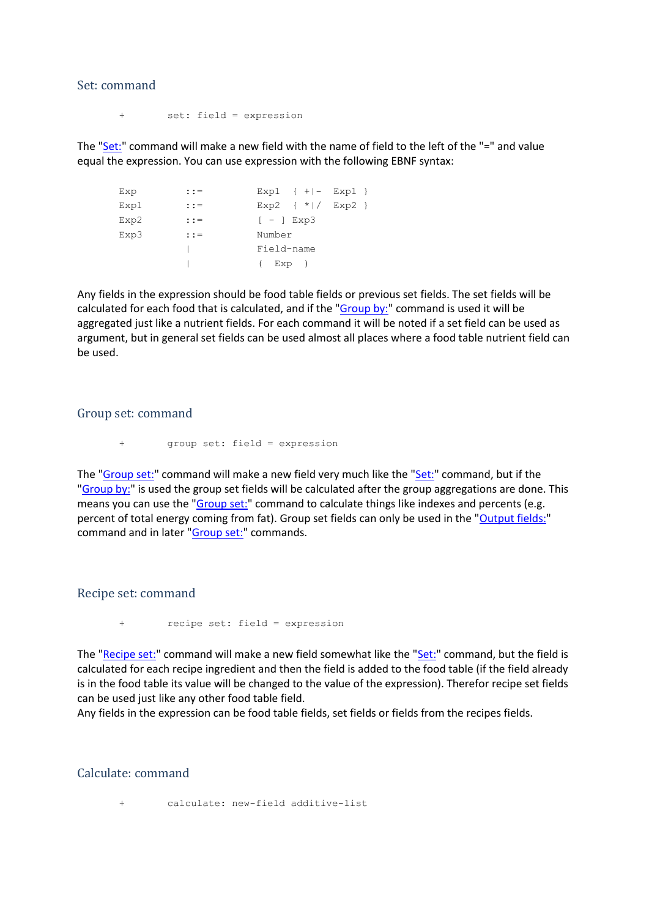## Set: command

```
+       set: field = expression
```

The "Set:" command will make a new field with the name of field to the left of the "=" and value equal the expression. You can use expression with the following EBNF syntax:

```
Exp         ::=         Exp1  { +|-  Exp1 }
Exp1        ::=         Exp2  { *|/  Exp2 }
Exp2        ::=         [ - ] Exp3
Exp3        ::=         Number
            |           Field-name
            |           (  Exp  )
```

Any fields in the expression should be food table fields or previous set fields. The set fields will be calculated for each food that is calculated, and if the "Group by:" command is used it will be aggregated just like a nutrient fields. For each command it will be noted if a set field can be used as argument, but in general set fields can be used almost all places where a food table nutrient field can be used.

## Group set: command

```
+       group set: field = expression
```

The "Group set:" command will make a new field very much like the "Set:" command, but if the "Group by:" is used the group set fields will be calculated after the group aggregations are done. This means you can use the "Group set:" command to calculate things like indexes and percents (e.g. percent of total energy coming from fat). Group set fields can only be used in the "Output fields:" command and in later "Group set:" commands.

## Recipe set: command

```
+       recipe set: field = expression
```

The "Recipe set:" command will make a new field somewhat like the "Set:" command, but the field is calculated for each recipe ingredient and then the field is added to the food table (if the field already is in the food table its value will be changed to the value of the expression). Therefor recipe set fields can be used just like any other food table field.
Any fields in the expression can be food table fields, set fields or fields from the recipes fields.

## Calculate: command

```
+       calculate: new-field additive-list
```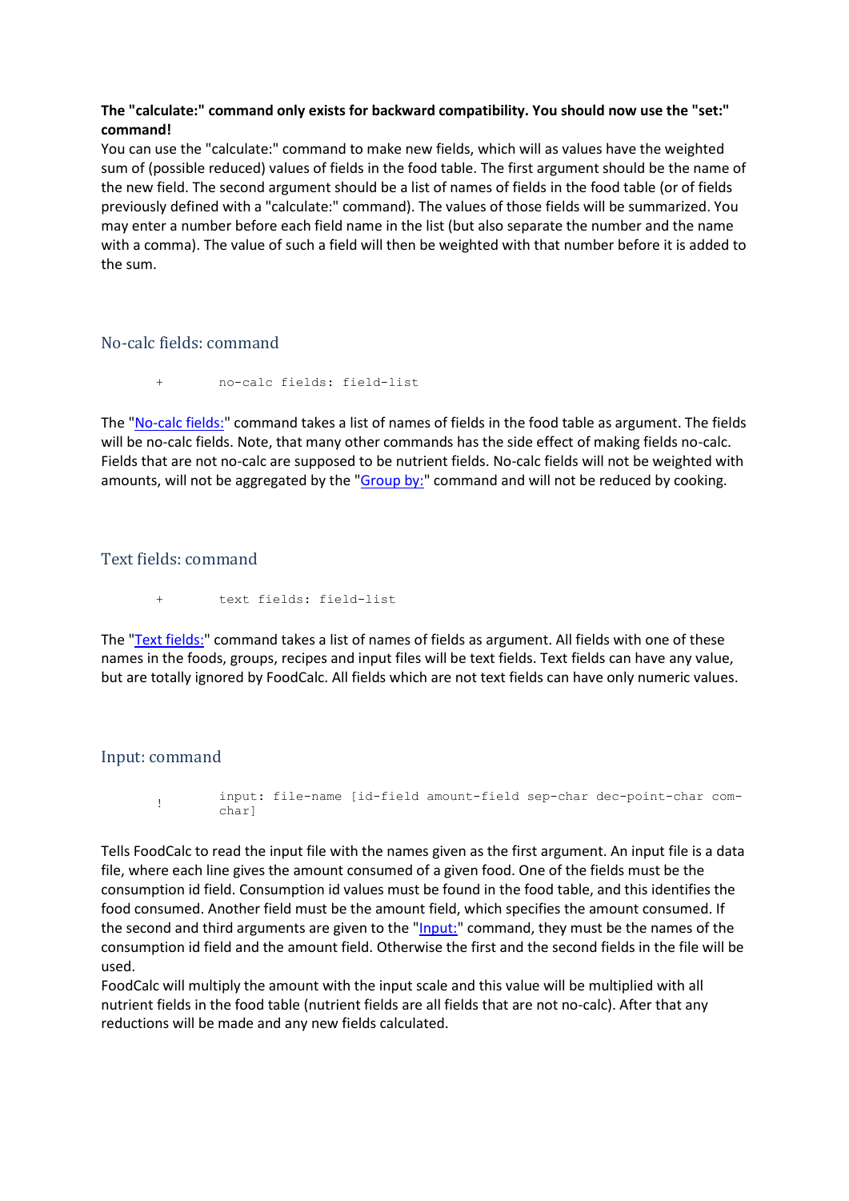**The "calculate:" command only exists for backward compatibility. You should now use the "set:" command!**

You can use the "calculate:" command to make new fields, which will as values have the weighted sum of (possible reduced) values of fields in the food table. The first argument should be the name of the new field. The second argument should be a list of names of fields in the food table (or of fields previously defined with a "calculate:" command). The values of those fields will be summarized. You may enter a number before each field name in the list (but also separate the number and the name with a comma). The value of such a field will then be weighted with that number before it is added to the sum.

## No-calc fields: command

```
+       no-calc fields: field-list
```

The "No-calc fields:" command takes a list of names of fields in the food table as argument. The fields will be no-calc fields. Note, that many other commands has the side effect of making fields no-calc. Fields that are not no-calc are supposed to be nutrient fields. No-calc fields will not be weighted with amounts, will not be aggregated by the "Group by:" command and will not be reduced by cooking.

## Text fields: command

```
+       text fields: field-list
```

The "Text fields:" command takes a list of names of fields as argument. All fields with one of these names in the foods, groups, recipes and input files will be text fields. Text fields can have any value, but are totally ignored by FoodCalc. All fields which are not text fields can have only numeric values.

## Input: command

```
!       input: file-name [id-field amount-field sep-char dec-point-char com-char]
```

Tells FoodCalc to read the input file with the names given as the first argument. An input file is a data file, where each line gives the amount consumed of a given food. One of the fields must be the consumption id field. Consumption id values must be found in the food table, and this identifies the food consumed. Another field must be the amount field, which specifies the amount consumed. If the second and third arguments are given to the "Input:" command, they must be the names of the consumption id field and the amount field. Otherwise the first and the second fields in the file will be used.

FoodCalc will multiply the amount with the input scale and this value will be multiplied with all nutrient fields in the food table (nutrient fields are all fields that are not no-calc). After that any reductions will be made and any new fields calculated.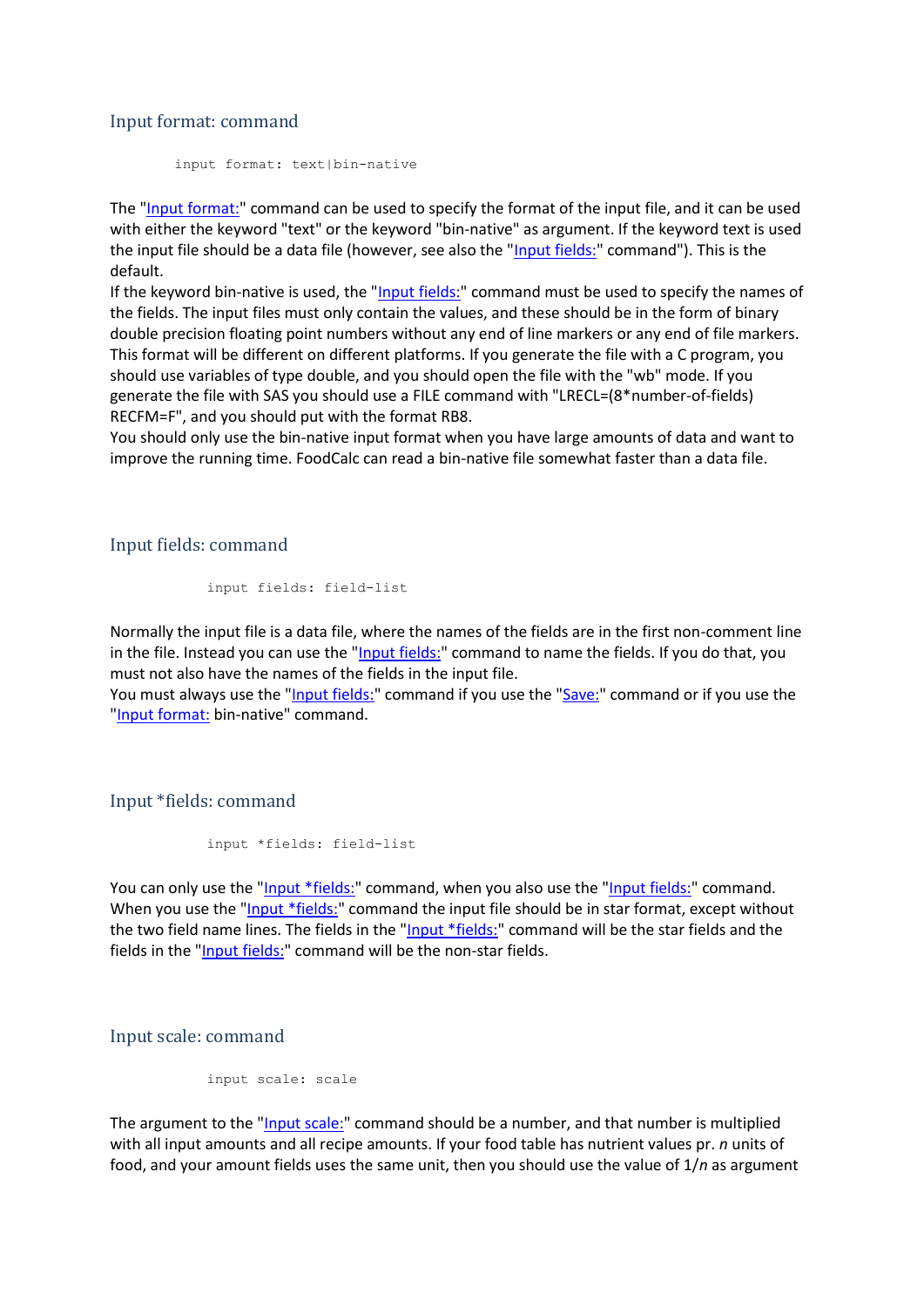## Input format: command

```
input format: text|bin-native
```

The "Input format:" command can be used to specify the format of the input file, and it can be used with either the keyword "text" or the keyword "bin-native" as argument. If the keyword text is used the input file should be a data file (however, see also the "Input fields:" command"). This is the default.
If the keyword bin-native is used, the "Input fields:" command must be used to specify the names of the fields. The input files must only contain the values, and these should be in the form of binary double precision floating point numbers without any end of line markers or any end of file markers. This format will be different on different platforms. If you generate the file with a C program, you should use variables of type double, and you should open the file with the "wb" mode. If you generate the file with SAS you should use a FILE command with "LRECL=(8*number-of-fields) RECFM=F", and you should put with the format RB8.
You should only use the bin-native input format when you have large amounts of data and want to improve the running time. FoodCalc can read a bin-native file somewhat faster than a data file.

## Input fields: command

```
input fields: field-list
```

Normally the input file is a data file, where the names of the fields are in the first non-comment line in the file. Instead you can use the "Input fields:" command to name the fields. If you do that, you must not also have the names of the fields in the input file.
You must always use the "Input fields:" command if you use the "Save:" command or if you use the "Input format: bin-native" command.

## Input *fields: command

```
input *fields: field-list
```

You can only use the "Input *fields:" command, when you also use the "Input fields:" command. When you use the "Input *fields:" command the input file should be in star format, except without the two field name lines. The fields in the "Input *fields:" command will be the star fields and the fields in the "Input fields:" command will be the non-star fields.

## Input scale: command

```
input scale: scale
```

The argument to the "Input scale:" command should be a number, and that number is multiplied with all input amounts and all recipe amounts. If your food table has nutrient values pr. *n* units of food, and your amount fields uses the same unit, then you should use the value of 1/*n* as argument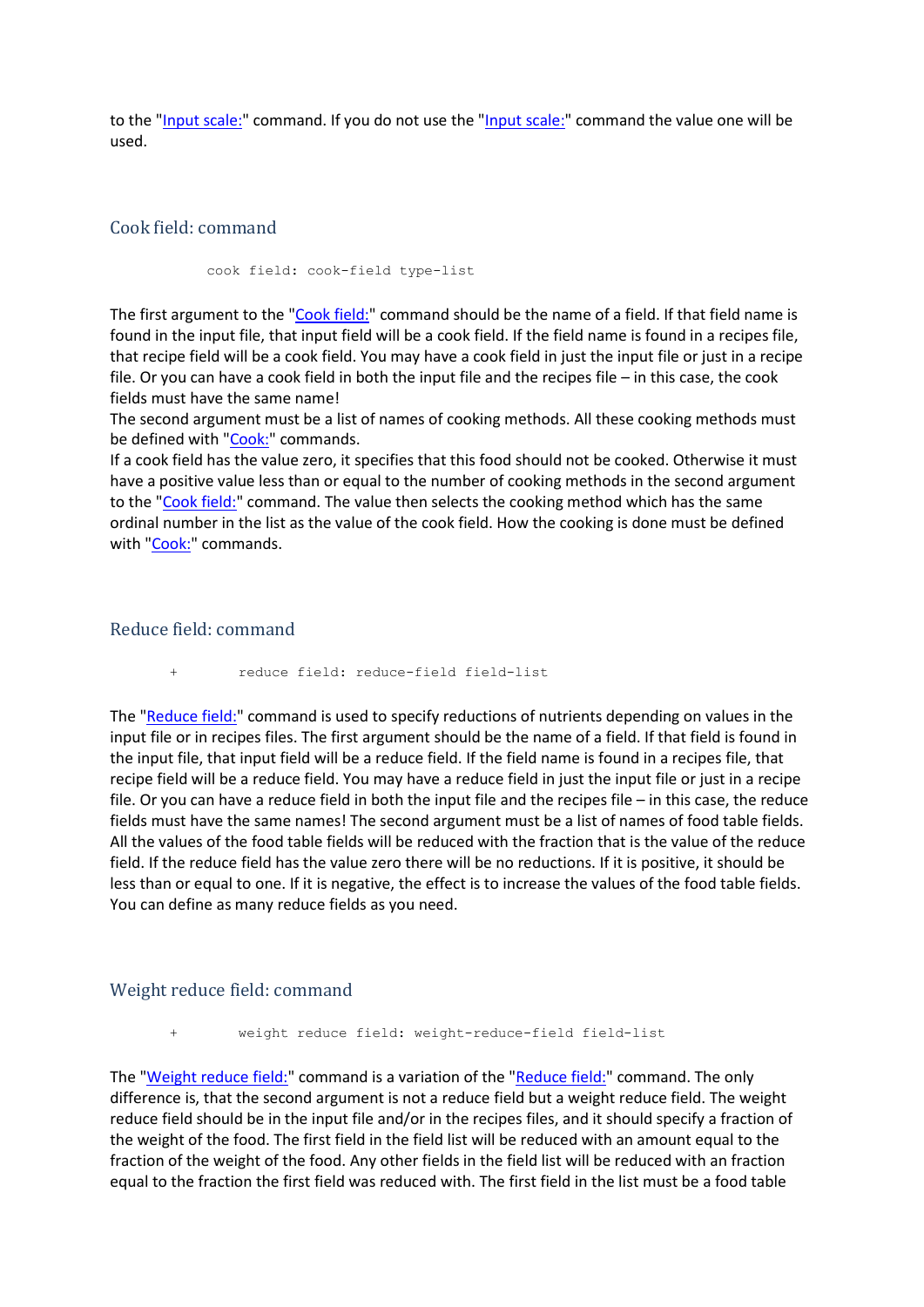to the "Input scale:" command. If you do not use the "Input scale:" command the value one will be used.

## Cook field: command

```
cook field: cook-field type-list
```

The first argument to the "Cook field:" command should be the name of a field. If that field name is found in the input file, that input field will be a cook field. If the field name is found in a recipes file, that recipe field will be a cook field. You may have a cook field in just the input file or just in a recipe file. Or you can have a cook field in both the input file and the recipes file – in this case, the cook fields must have the same name!

The second argument must be a list of names of cooking methods. All these cooking methods must be defined with "Cook:" commands.

If a cook field has the value zero, it specifies that this food should not be cooked. Otherwise it must have a positive value less than or equal to the number of cooking methods in the second argument to the "Cook field:" command. The value then selects the cooking method which has the same ordinal number in the list as the value of the cook field. How the cooking is done must be defined with "Cook:" commands.

## Reduce field: command

```
+       reduce field: reduce-field field-list
```

The "Reduce field:" command is used to specify reductions of nutrients depending on values in the input file or in recipes files. The first argument should be the name of a field. If that field is found in the input file, that input field will be a reduce field. If the field name is found in a recipes file, that recipe field will be a reduce field. You may have a reduce field in just the input file or just in a recipe file. Or you can have a reduce field in both the input file and the recipes file – in this case, the reduce fields must have the same names! The second argument must be a list of names of food table fields. All the values of the food table fields will be reduced with the fraction that is the value of the reduce field. If the reduce field has the value zero there will be no reductions. If it is positive, it should be less than or equal to one. If it is negative, the effect is to increase the values of the food table fields. You can define as many reduce fields as you need.

## Weight reduce field: command

```
+       weight reduce field: weight-reduce-field field-list
```

The "Weight reduce field:" command is a variation of the "Reduce field:" command. The only difference is, that the second argument is not a reduce field but a weight reduce field. The weight reduce field should be in the input file and/or in the recipes files, and it should specify a fraction of the weight of the food. The first field in the field list will be reduced with an amount equal to the fraction of the weight of the food. Any other fields in the field list will be reduced with an fraction equal to the fraction the first field was reduced with. The first field in the list must be a food table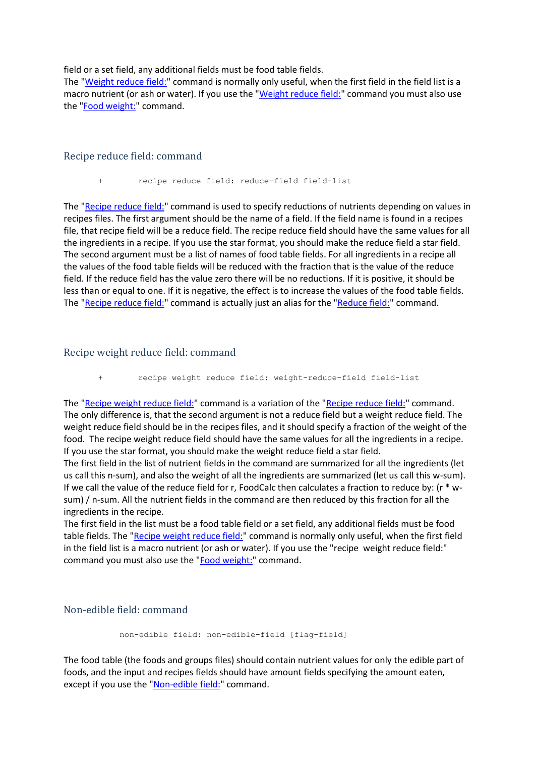field or a set field, any additional fields must be food table fields.
The "Weight reduce field:" command is normally only useful, when the first field in the field list is a macro nutrient (or ash or water). If you use the "Weight reduce field:" command you must also use the "Food weight:" command.

## Recipe reduce field: command

```
+       recipe reduce field: reduce-field field-list
```

The "Recipe reduce field:" command is used to specify reductions of nutrients depending on values in recipes files. The first argument should be the name of a field. If the field name is found in a recipes file, that recipe field will be a reduce field. The recipe reduce field should have the same values for all the ingredients in a recipe. If you use the star format, you should make the reduce field a star field. The second argument must be a list of names of food table fields. For all ingredients in a recipe all the values of the food table fields will be reduced with the fraction that is the value of the reduce field. If the reduce field has the value zero there will be no reductions. If it is positive, it should be less than or equal to one. If it is negative, the effect is to increase the values of the food table fields. The "Recipe reduce field:" command is actually just an alias for the "Reduce field:" command.

## Recipe weight reduce field: command

```
+       recipe weight reduce field: weight-reduce-field field-list
```

The "Recipe weight reduce field:" command is a variation of the "Recipe reduce field:" command. The only difference is, that the second argument is not a reduce field but a weight reduce field. The weight reduce field should be in the recipes files, and it should specify a fraction of the weight of the food. The recipe weight reduce field should have the same values for all the ingredients in a recipe. If you use the star format, you should make the weight reduce field a star field.
The first field in the list of nutrient fields in the command are summarized for all the ingredients (let us call this n-sum), and also the weight of all the ingredients are summarized (let us call this w-sum). If we call the value of the reduce field for r, FoodCalc then calculates a fraction to reduce by: (r * w-sum) / n-sum. All the nutrient fields in the command are then reduced by this fraction for all the ingredients in the recipe.
The first field in the list must be a food table field or a set field, any additional fields must be food table fields. The "Recipe weight reduce field:" command is normally only useful, when the first field in the field list is a macro nutrient (or ash or water). If you use the "recipe weight reduce field:" command you must also use the "Food weight:" command.

## Non-edible field: command

```
non-edible field: non-edible-field [flag-field]
```

The food table (the foods and groups files) should contain nutrient values for only the edible part of foods, and the input and recipes fields should have amount fields specifying the amount eaten, except if you use the "Non-edible field:" command.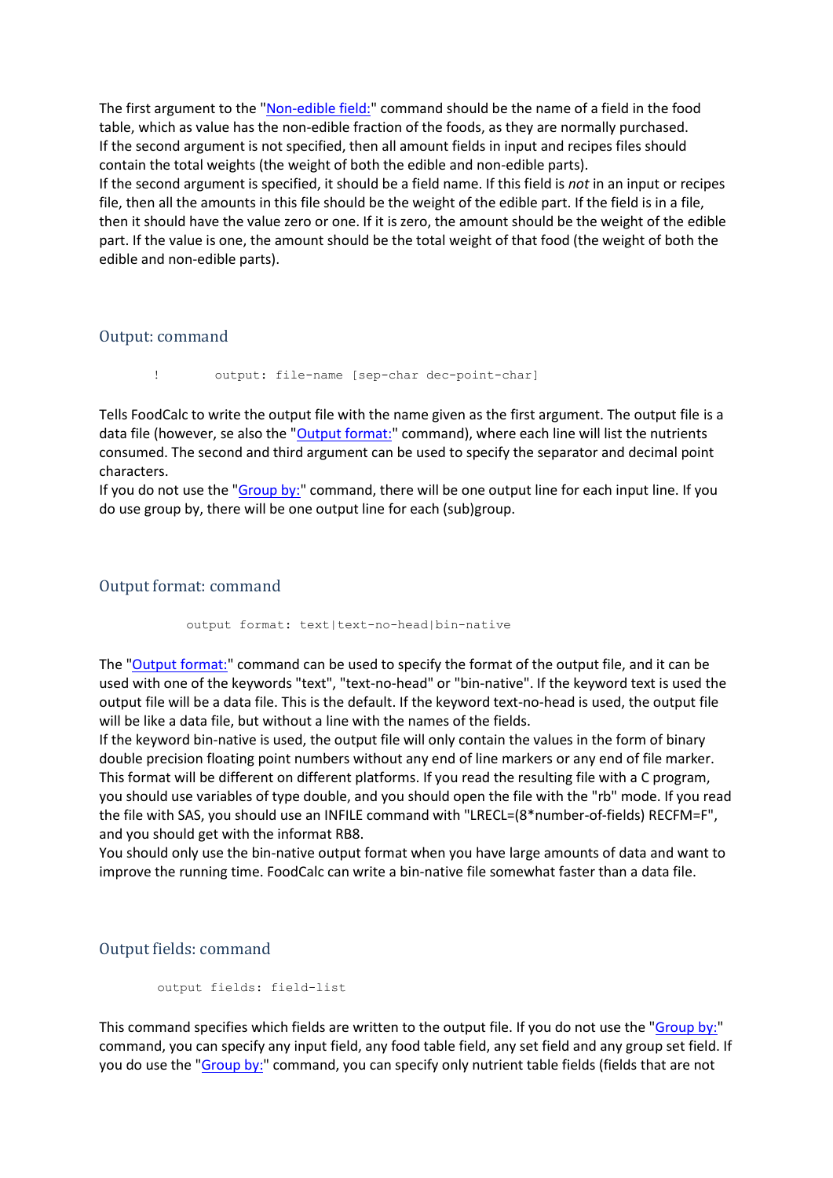The first argument to the "Non-edible field:" command should be the name of a field in the food table, which as value has the non-edible fraction of the foods, as they are normally purchased.
If the second argument is not specified, then all amount fields in input and recipes files should contain the total weights (the weight of both the edible and non-edible parts).
If the second argument is specified, it should be a field name. If this field is *not* in an input or recipes file, then all the amounts in this file should be the weight of the edible part. If the field is in a file, then it should have the value zero or one. If it is zero, the amount should be the weight of the edible part. If the value is one, the amount should be the total weight of that food (the weight of both the edible and non-edible parts).

## Output: command

```
!       output: file-name [sep-char dec-point-char]
```

Tells FoodCalc to write the output file with the name given as the first argument. The output file is a data file (however, se also the "Output format:" command), where each line will list the nutrients consumed. The second and third argument can be used to specify the separator and decimal point characters.
If you do not use the "Group by:" command, there will be one output line for each input line. If you do use group by, there will be one output line for each (sub)group.

## Output format: command

```
output format: text|text-no-head|bin-native
```

The "Output format:" command can be used to specify the format of the output file, and it can be used with one of the keywords "text", "text-no-head" or "bin-native". If the keyword text is used the output file will be a data file. This is the default. If the keyword text-no-head is used, the output file will be like a data file, but without a line with the names of the fields.
If the keyword bin-native is used, the output file will only contain the values in the form of binary double precision floating point numbers without any end of line markers or any end of file marker. This format will be different on different platforms. If you read the resulting file with a C program, you should use variables of type double, and you should open the file with the "rb" mode. If you read the file with SAS, you should use an INFILE command with "LRECL=(8*number-of-fields) RECFM=F", and you should get with the informat RB8.
You should only use the bin-native output format when you have large amounts of data and want to improve the running time. FoodCalc can write a bin-native file somewhat faster than a data file.

## Output fields: command

```
output fields: field-list
```

This command specifies which fields are written to the output file. If you do not use the "Group by:" command, you can specify any input field, any food table field, any set field and any group set field. If you do use the "Group by:" command, you can specify only nutrient table fields (fields that are not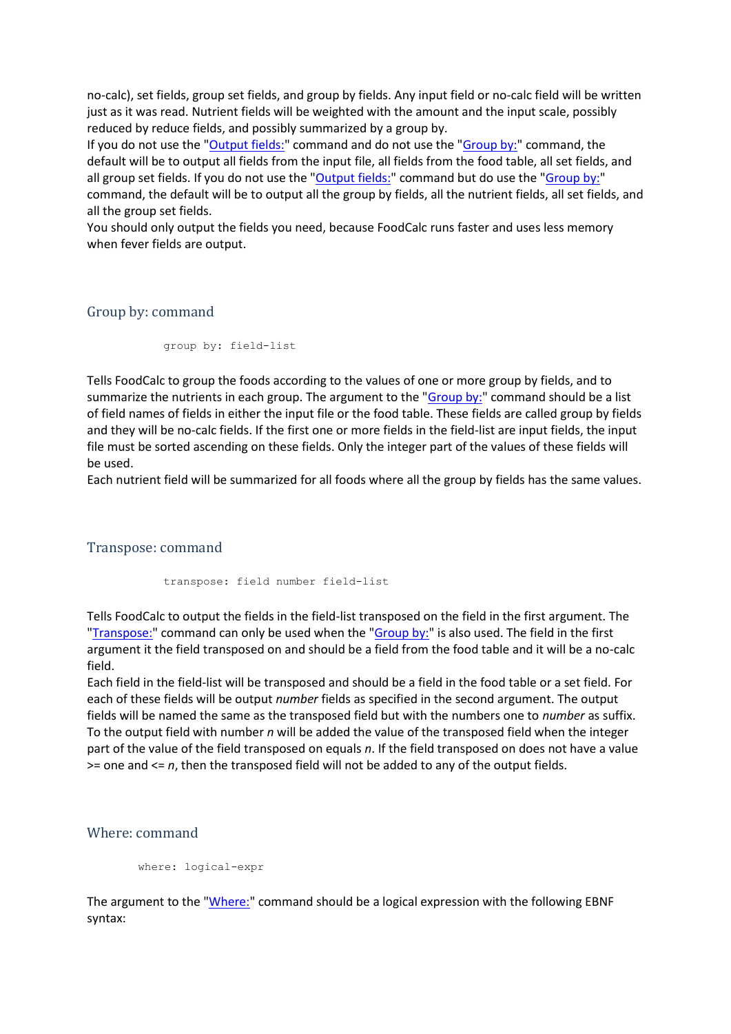no-calc), set fields, group set fields, and group by fields. Any input field or no-calc field will be written just as it was read. Nutrient fields will be weighted with the amount and the input scale, possibly reduced by reduce fields, and possibly summarized by a group by.
If you do not use the "Output fields:" command and do not use the "Group by:" command, the default will be to output all fields from the input file, all fields from the food table, all set fields, and all group set fields. If you do not use the "Output fields:" command but do use the "Group by:" command, the default will be to output all the group by fields, all the nutrient fields, all set fields, and all the group set fields.
You should only output the fields you need, because FoodCalc runs faster and uses less memory when fever fields are output.

## Group by: command

```
group by: field-list
```

Tells FoodCalc to group the foods according to the values of one or more group by fields, and to summarize the nutrients in each group. The argument to the "Group by:" command should be a list of field names of fields in either the input file or the food table. These fields are called group by fields and they will be no-calc fields. If the first one or more fields in the field-list are input fields, the input file must be sorted ascending on these fields. Only the integer part of the values of these fields will be used.
Each nutrient field will be summarized for all foods where all the group by fields has the same values.

## Transpose: command

```
transpose: field number field-list
```

Tells FoodCalc to output the fields in the field-list transposed on the field in the first argument. The "Transpose:" command can only be used when the "Group by:" is also used. The field in the first argument it the field transposed on and should be a field from the food table and it will be a no-calc field.
Each field in the field-list will be transposed and should be a field in the food table or a set field. For each of these fields will be output *number* fields as specified in the second argument. The output fields will be named the same as the transposed field but with the numbers one to *number* as suffix. To the output field with number *n* will be added the value of the transposed field when the integer part of the value of the field transposed on equals *n*. If the field transposed on does not have a value >= one and <= *n*, then the transposed field will not be added to any of the output fields.

## Where: command

```
where: logical-expr
```

The argument to the "Where:" command should be a logical expression with the following EBNF syntax: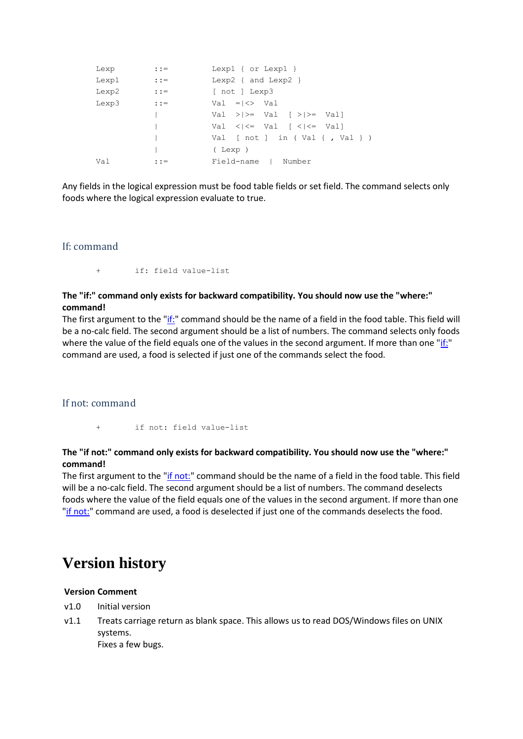```
Lexp        ::=        Lexp1 { or Lexp1 }
Lexp1       ::=        Lexp2 { and Lexp2 }
Lexp2       ::=        [ not ] Lexp3
Lexp3       ::=        Val  =|<>  Val
            |          Val  >|>=  Val  [ >|>=  Val]
            |          Val  <|<=  Val  [ <|<=  Val]
            |          Val  [ not ]  in ( Val { , Val } )
            |          ( Lexp )
Val         ::=        Field-name  |  Number
```

Any fields in the logical expression must be food table fields or set field. The command selects only foods where the logical expression evaluate to true.

### If: command

```
+       if: field value-list
```

**The "if:" command only exists for backward compatibility. You should now use the "where:" command!**

The first argument to the "if:" command should be the name of a field in the food table. This field will be a no-calc field. The second argument should be a list of numbers. The command selects only foods where the value of the field equals one of the values in the second argument. If more than one "if:" command are used, a food is selected if just one of the commands select the food.

### If not: command

```
+       if not: field value-list
```

**The "if not:" command only exists for backward compatibility. You should now use the "where:" command!**

The first argument to the "if not:" command should be the name of a field in the food table. This field will be a no-calc field. The second argument should be a list of numbers. The command deselects foods where the value of the field equals one of the values in the second argument. If more than one "if not:" command are used, a food is deselected if just one of the commands deselects the food.

# Version history

| Version | Comment |
|---|---|
| v1.0 | Initial version |
| v1.1 | Treats carriage return as blank space. This allows us to read DOS/Windows files on UNIX systems.<br>Fixes a few bugs. |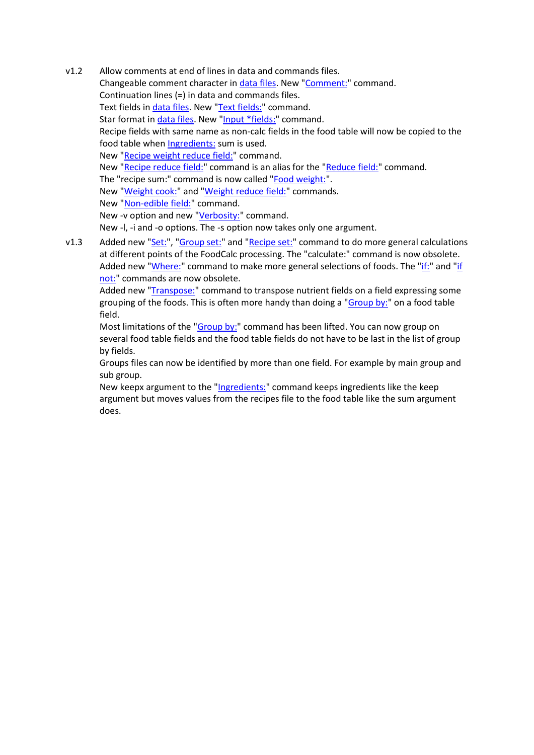v1.2 Allow comments at end of lines in data and commands files.
Changeable comment character in data files. New "Comment:" command.
Continuation lines (=) in data and commands files.
Text fields in data files. New "Text fields:" command.
Star format in data files. New "Input *fields:" command.
Recipe fields with same name as non-calc fields in the food table will now be copied to the food table when Ingredients: sum is used.
New "Recipe weight reduce field:" command.
New "Recipe reduce field:" command is an alias for the "Reduce field:" command.
The "recipe sum:" command is now called "Food weight:".
New "Weight cook:" and "Weight reduce field:" commands.
New "Non-edible field:" command.
New -v option and new "Verbosity:" command.
New -l, -i and -o options. The -s option now takes only one argument.

v1.3 Added new "Set:", "Group set:" and "Recipe set:" command to do more general calculations at different points of the FoodCalc processing. The "calculate:" command is now obsolete.
Added new "Where:" command to make more general selections of foods. The "if:" and "if not:" commands are now obsolete.
Added new "Transpose:" command to transpose nutrient fields on a field expressing some grouping of the foods. This is often more handy than doing a "Group by:" on a food table field.
Most limitations of the "Group by:" command has been lifted. You can now group on several food table fields and the food table fields do not have to be last in the list of group by fields.
Groups files can now be identified by more than one field. For example by main group and sub group.
New keepx argument to the "Ingredients:" command keeps ingredients like the keep argument but moves values from the recipes file to the food table like the sum argument does.